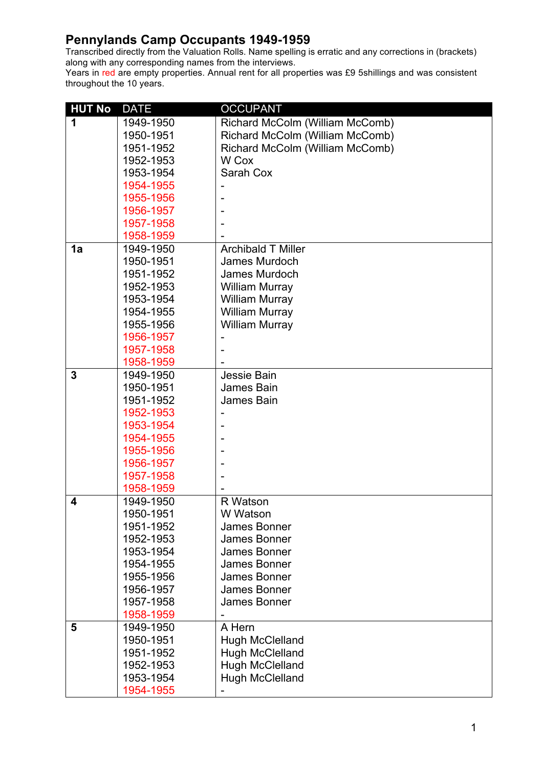# Pennylands Camp Occupants 1949-1959

Transcribed directly from the Valuation Rolls. Name spelling is erratic and any corrections in (brackets) along with any corresponding names from the interviews.

Years in red are empty properties. Annual rent for all properties was £9 5shillings and was consistent throughout the 10 years.

| HUT No | DATE | OCCUPANT |
|---|---|---|
| **1** | 1949-1950 | Richard McColm (William McComb) |
| | 1950-1951 | Richard McColm (William McComb) |
| | 1951-1952 | Richard McColm (William McComb) |
| | 1952-1953 | W Cox |
| | 1953-1954 | Sarah Cox |
| | 1954-1955 | - |
| | 1955-1956 | - |
| | 1956-1957 | - |
| | 1957-1958 | - |
| | 1958-1959 | - |
| **1a** | 1949-1950 | Archibald T Miller |
| | 1950-1951 | James Murdoch |
| | 1951-1952 | James Murdoch |
| | 1952-1953 | William Murray |
| | 1953-1954 | William Murray |
| | 1954-1955 | William Murray |
| | 1955-1956 | William Murray |
| | 1956-1957 | - |
| | 1957-1958 | - |
| | 1958-1959 | - |
| **3** | 1949-1950 | Jessie Bain |
| | 1950-1951 | James Bain |
| | 1951-1952 | James Bain |
| | 1952-1953 | - |
| | 1953-1954 | - |
| | 1954-1955 | - |
| | 1955-1956 | - |
| | 1956-1957 | - |
| | 1957-1958 | - |
| | 1958-1959 | - |
| **4** | 1949-1950 | R Watson |
| | 1950-1951 | W Watson |
| | 1951-1952 | James Bonner |
| | 1952-1953 | James Bonner |
| | 1953-1954 | James Bonner |
| | 1954-1955 | James Bonner |
| | 1955-1956 | James Bonner |
| | 1956-1957 | James Bonner |
| | 1957-1958 | James Bonner |
| | 1958-1959 | - |
| **5** | 1949-1950 | A Hern |
| | 1950-1951 | Hugh McClelland |
| | 1951-1952 | Hugh McClelland |
| | 1952-1953 | Hugh McClelland |
| | 1953-1954 | Hugh McClelland |
| | 1954-1955 | - |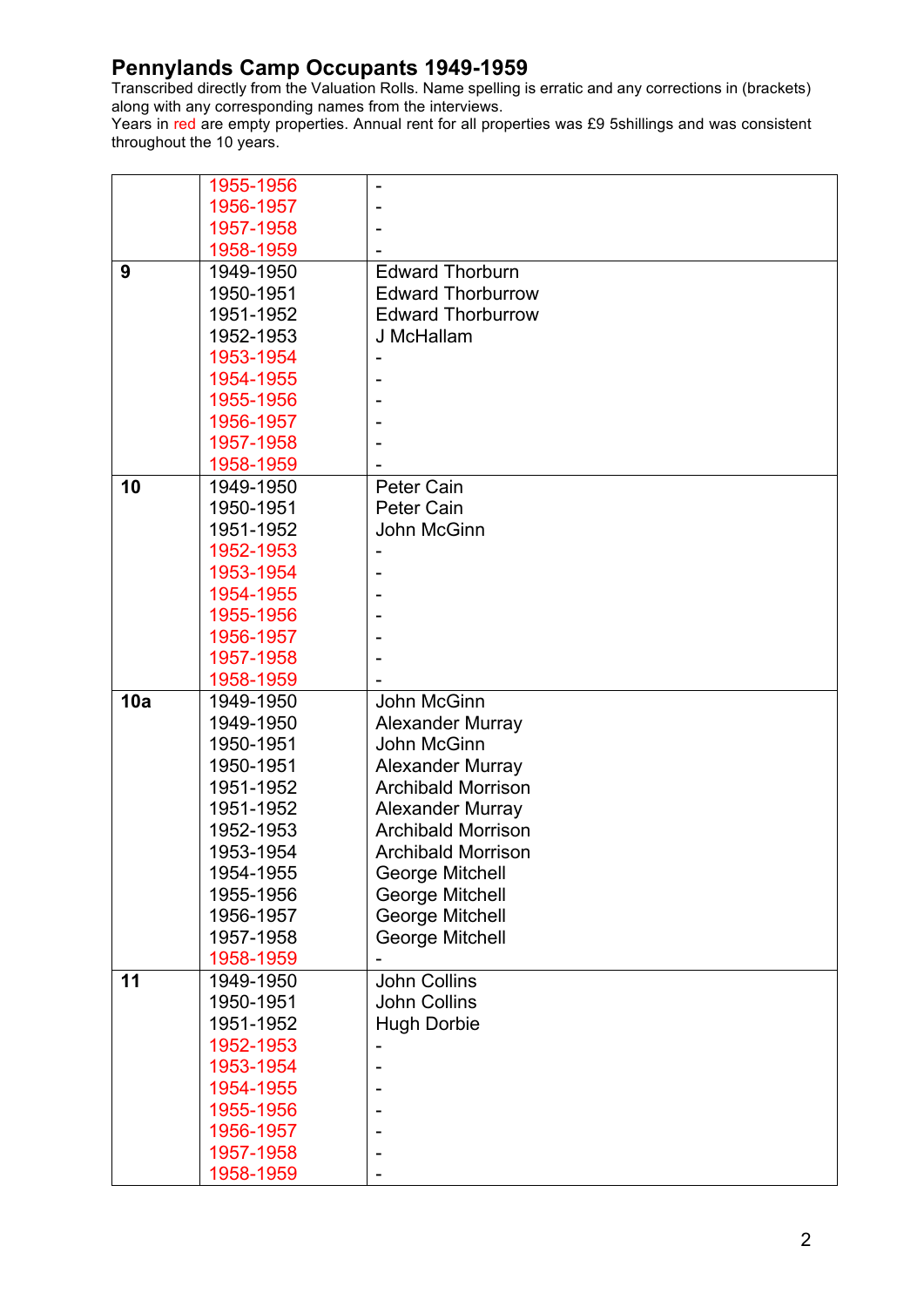# Pennylands Camp Occupants 1949-1959

Transcribed directly from the Valuation Rolls. Name spelling is erratic and any corrections in (brackets) along with any corresponding names from the interviews.

Years in red are empty properties. Annual rent for all properties was £9 5shillings and was consistent throughout the 10 years.

| | | |
|---|---|---|
| | 1955-1956 | - |
| | 1956-1957 | - |
| | 1957-1958 | - |
| | 1958-1959 | - |
| **9** | 1949-1950 | Edward Thorburn |
| | 1950-1951 | Edward Thorburrow |
| | 1951-1952 | Edward Thorburrow |
| | 1952-1953 | J McHallam |
| | 1953-1954 | - |
| | 1954-1955 | - |
| | 1955-1956 | - |
| | 1956-1957 | - |
| | 1957-1958 | - |
| | 1958-1959 | - |
| **10** | 1949-1950 | Peter Cain |
| | 1950-1951 | Peter Cain |
| | 1951-1952 | John McGinn |
| | 1952-1953 | - |
| | 1953-1954 | - |
| | 1954-1955 | - |
| | 1955-1956 | - |
| | 1956-1957 | - |
| | 1957-1958 | - |
| | 1958-1959 | - |
| **10a** | 1949-1950 | John McGinn |
| | 1949-1950 | Alexander Murray |
| | 1950-1951 | John McGinn |
| | 1950-1951 | Alexander Murray |
| | 1951-1952 | Archibald Morrison |
| | 1951-1952 | Alexander Murray |
| | 1952-1953 | Archibald Morrison |
| | 1953-1954 | Archibald Morrison |
| | 1954-1955 | George Mitchell |
| | 1955-1956 | George Mitchell |
| | 1956-1957 | George Mitchell |
| | 1957-1958 | George Mitchell |
| | 1958-1959 | - |
| **11** | 1949-1950 | John Collins |
| | 1950-1951 | John Collins |
| | 1951-1952 | Hugh Dorbie |
| | 1952-1953 | - |
| | 1953-1954 | - |
| | 1954-1955 | - |
| | 1955-1956 | - |
| | 1956-1957 | - |
| | 1957-1958 | - |
| | 1958-1959 | - |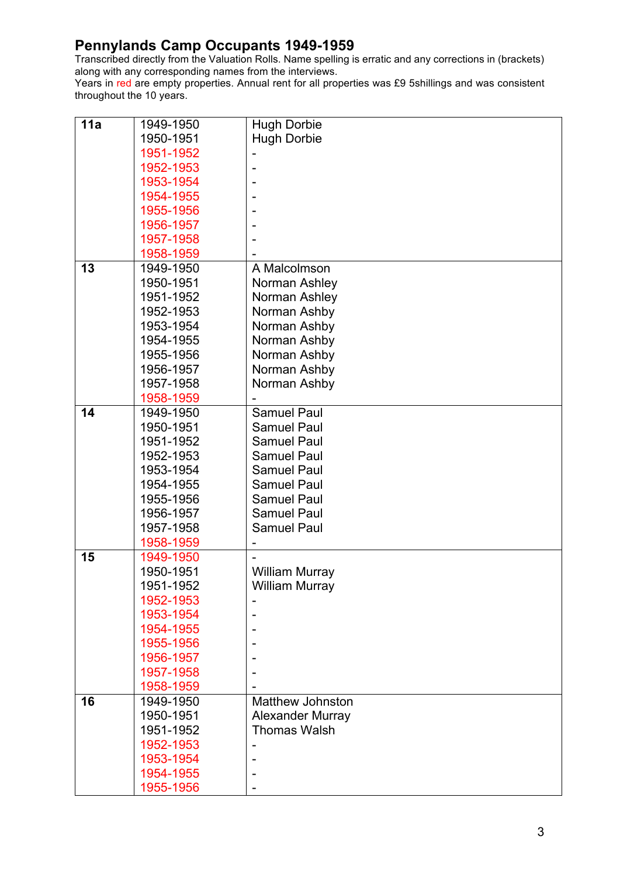# Pennylands Camp Occupants 1949-1959

Transcribed directly from the Valuation Rolls. Name spelling is erratic and any corrections in (brackets) along with any corresponding names from the interviews.

Years in red are empty properties. Annual rent for all properties was £9 5shillings and was consistent throughout the 10 years.

| | | |
|---|---|---|
| **11a** | 1949-1950 | Hugh Dorbie |
| | 1950-1951 | Hugh Dorbie |
| | 1951-1952 | - |
| | 1952-1953 | - |
| | 1953-1954 | - |
| | 1954-1955 | - |
| | 1955-1956 | - |
| | 1956-1957 | - |
| | 1957-1958 | - |
| | 1958-1959 | - |
| **13** | 1949-1950 | A Malcolmson |
| | 1950-1951 | Norman Ashley |
| | 1951-1952 | Norman Ashley |
| | 1952-1953 | Norman Ashby |
| | 1953-1954 | Norman Ashby |
| | 1954-1955 | Norman Ashby |
| | 1955-1956 | Norman Ashby |
| | 1956-1957 | Norman Ashby |
| | 1957-1958 | Norman Ashby |
| | 1958-1959 | - |
| **14** | 1949-1950 | Samuel Paul |
| | 1950-1951 | Samuel Paul |
| | 1951-1952 | Samuel Paul |
| | 1952-1953 | Samuel Paul |
| | 1953-1954 | Samuel Paul |
| | 1954-1955 | Samuel Paul |
| | 1955-1956 | Samuel Paul |
| | 1956-1957 | Samuel Paul |
| | 1957-1958 | Samuel Paul |
| | 1958-1959 | - |
| **15** | 1949-1950 | - |
| | 1950-1951 | William Murray |
| | 1951-1952 | William Murray |
| | 1952-1953 | - |
| | 1953-1954 | - |
| | 1954-1955 | - |
| | 1955-1956 | - |
| | 1956-1957 | - |
| | 1957-1958 | - |
| | 1958-1959 | - |
| **16** | 1949-1950 | Matthew Johnston |
| | 1950-1951 | Alexander Murray |
| | 1951-1952 | Thomas Walsh |
| | 1952-1953 | - |
| | 1953-1954 | - |
| | 1954-1955 | - |
| | 1955-1956 | - |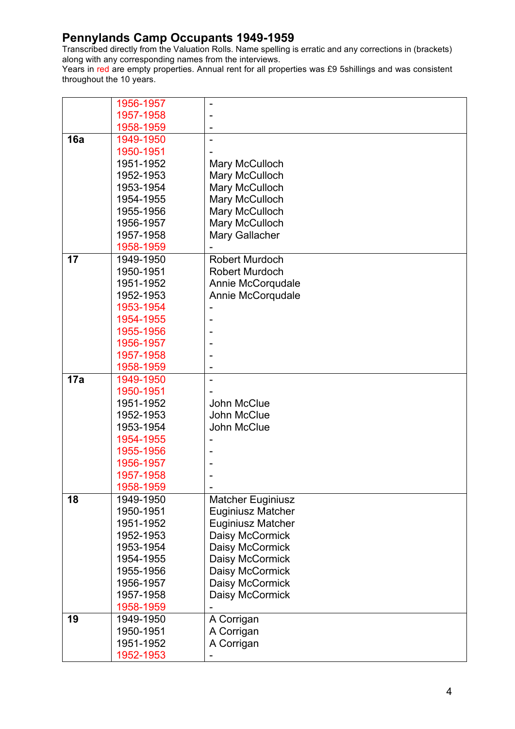## Pennylands Camp Occupants 1949-1959

Transcribed directly from the Valuation Rolls. Name spelling is erratic and any corrections in (brackets) along with any corresponding names from the interviews.

Years in red are empty properties. Annual rent for all properties was £9 5shillings and was consistent throughout the 10 years.

| | | |
|---|---|---|
| | 1956-1957 | - |
| | 1957-1958 | - |
| | 1958-1959 | - |
| **16a** | 1949-1950 | - |
| | 1950-1951 | - |
| | 1951-1952 | Mary McCulloch |
| | 1952-1953 | Mary McCulloch |
| | 1953-1954 | Mary McCulloch |
| | 1954-1955 | Mary McCulloch |
| | 1955-1956 | Mary McCulloch |
| | 1956-1957 | Mary McCulloch |
| | 1957-1958 | Mary Gallacher |
| | 1958-1959 | - |
| **17** | 1949-1950 | Robert Murdoch |
| | 1950-1951 | Robert Murdoch |
| | 1951-1952 | Annie McCorqudale |
| | 1952-1953 | Annie McCorqudale |
| | 1953-1954 | - |
| | 1954-1955 | - |
| | 1955-1956 | - |
| | 1956-1957 | - |
| | 1957-1958 | - |
| | 1958-1959 | - |
| **17a** | 1949-1950 | - |
| | 1950-1951 | - |
| | 1951-1952 | John McClue |
| | 1952-1953 | John McClue |
| | 1953-1954 | John McClue |
| | 1954-1955 | - |
| | 1955-1956 | - |
| | 1956-1957 | - |
| | 1957-1958 | - |
| | 1958-1959 | - |
| **18** | 1949-1950 | Matcher Euginiusz |
| | 1950-1951 | Euginiusz Matcher |
| | 1951-1952 | Euginiusz Matcher |
| | 1952-1953 | Daisy McCormick |
| | 1953-1954 | Daisy McCormick |
| | 1954-1955 | Daisy McCormick |
| | 1955-1956 | Daisy McCormick |
| | 1956-1957 | Daisy McCormick |
| | 1957-1958 | Daisy McCormick |
| | 1958-1959 | - |
| **19** | 1949-1950 | A Corrigan |
| | 1950-1951 | A Corrigan |
| | 1951-1952 | A Corrigan |
| | 1952-1953 | - |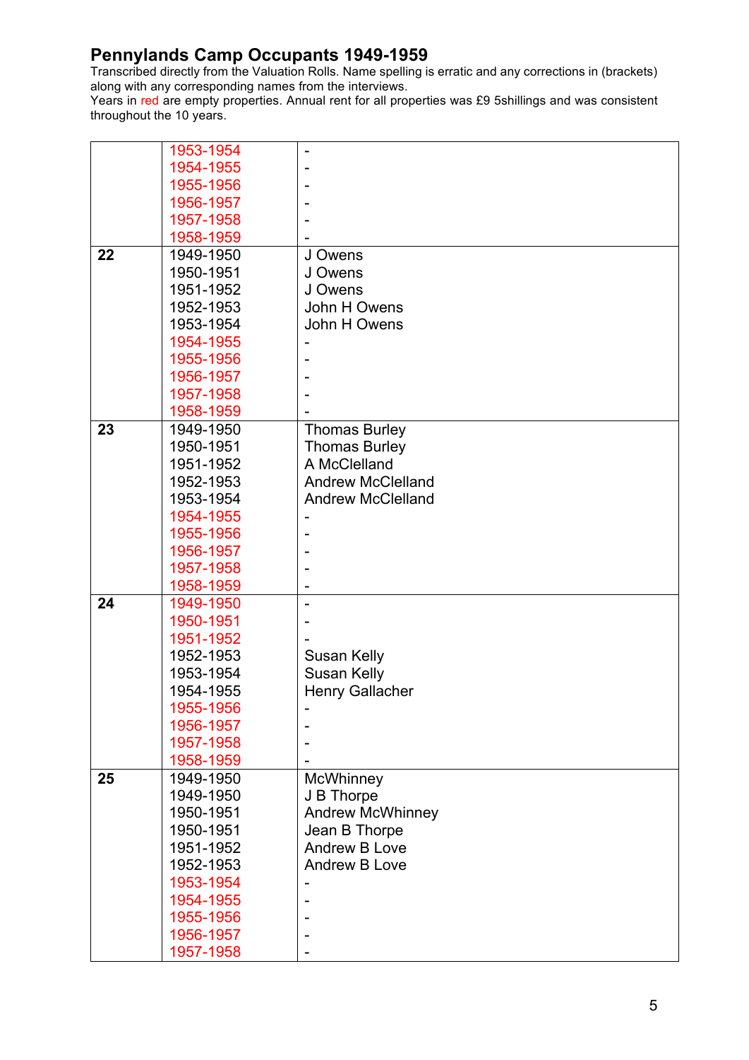## Pennylands Camp Occupants 1949-1959

Transcribed directly from the Valuation Rolls. Name spelling is erratic and any corrections in (brackets) along with any corresponding names from the interviews.

Years in red are empty properties. Annual rent for all properties was £9 5shillings and was consistent throughout the 10 years.

| | | |
|---|---|---|
| | 1953-1954 | - |
| | 1954-1955 | - |
| | 1955-1956 | - |
| | 1956-1957 | - |
| | 1957-1958 | - |
| | 1958-1959 | - |
| **22** | 1949-1950 | J Owens |
| | 1950-1951 | J Owens |
| | 1951-1952 | J Owens |
| | 1952-1953 | John H Owens |
| | 1953-1954 | John H Owens |
| | 1954-1955 | - |
| | 1955-1956 | - |
| | 1956-1957 | - |
| | 1957-1958 | - |
| | 1958-1959 | - |
| **23** | 1949-1950 | Thomas Burley |
| | 1950-1951 | Thomas Burley |
| | 1951-1952 | A McClelland |
| | 1952-1953 | Andrew McClelland |
| | 1953-1954 | Andrew McClelland |
| | 1954-1955 | - |
| | 1955-1956 | - |
| | 1956-1957 | - |
| | 1957-1958 | - |
| | 1958-1959 | - |
| **24** | 1949-1950 | - |
| | 1950-1951 | - |
| | 1951-1952 | - |
| | 1952-1953 | Susan Kelly |
| | 1953-1954 | Susan Kelly |
| | 1954-1955 | Henry Gallacher |
| | 1955-1956 | - |
| | 1956-1957 | - |
| | 1957-1958 | - |
| | 1958-1959 | - |
| **25** | 1949-1950 | McWhinney |
| | 1949-1950 | J B Thorpe |
| | 1950-1951 | Andrew McWhinney |
| | 1950-1951 | Jean B Thorpe |
| | 1951-1952 | Andrew B Love |
| | 1952-1953 | Andrew B Love |
| | 1953-1954 | - |
| | 1954-1955 | - |
| | 1955-1956 | - |
| | 1956-1957 | - |
| | 1957-1958 | - |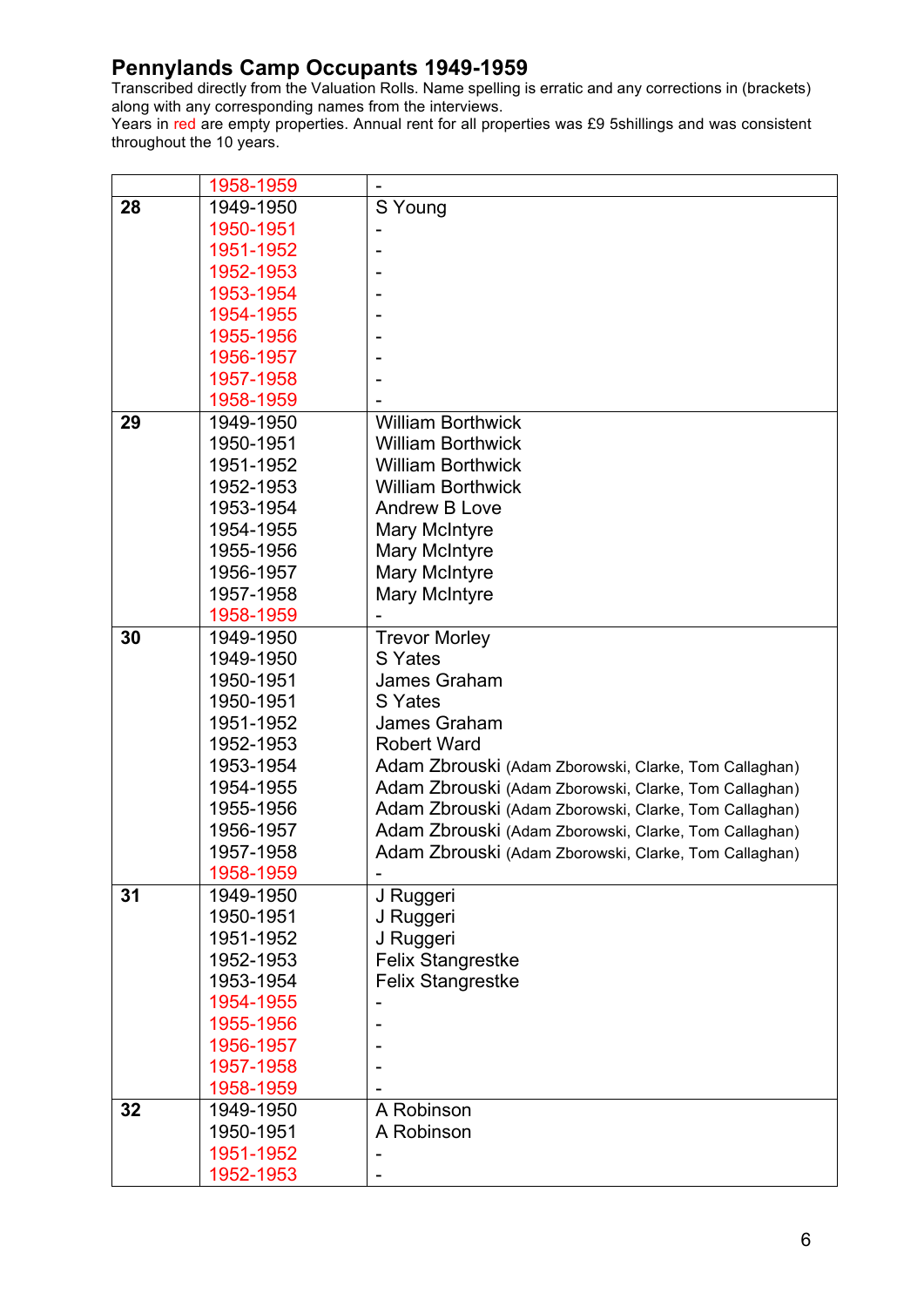# Pennylands Camp Occupants 1949-1959

Transcribed directly from the Valuation Rolls. Name spelling is erratic and any corrections in (brackets) along with any corresponding names from the interviews.
Years in red are empty properties. Annual rent for all properties was £9 5shillings and was consistent throughout the 10 years.

| | | |
|---|---|---|
| | 1958-1959 | - |
| **28** | 1949-1950 | S Young |
| | 1950-1951 | - |
| | 1951-1952 | - |
| | 1952-1953 | - |
| | 1953-1954 | - |
| | 1954-1955 | - |
| | 1955-1956 | - |
| | 1956-1957 | - |
| | 1957-1958 | - |
| | 1958-1959 | - |
| **29** | 1949-1950 | William Borthwick |
| | 1950-1951 | William Borthwick |
| | 1951-1952 | William Borthwick |
| | 1952-1953 | William Borthwick |
| | 1953-1954 | Andrew B Love |
| | 1954-1955 | Mary McIntyre |
| | 1955-1956 | Mary McIntyre |
| | 1956-1957 | Mary McIntyre |
| | 1957-1958 | Mary McIntyre |
| | 1958-1959 | - |
| **30** | 1949-1950 | Trevor Morley |
| | 1949-1950 | S Yates |
| | 1950-1951 | James Graham |
| | 1950-1951 | S Yates |
| | 1951-1952 | James Graham |
| | 1952-1953 | Robert Ward |
| | 1953-1954 | Adam Zbrouski (Adam Zborowski, Clarke, Tom Callaghan) |
| | 1954-1955 | Adam Zbrouski (Adam Zborowski, Clarke, Tom Callaghan) |
| | 1955-1956 | Adam Zbrouski (Adam Zborowski, Clarke, Tom Callaghan) |
| | 1956-1957 | Adam Zbrouski (Adam Zborowski, Clarke, Tom Callaghan) |
| | 1957-1958 | Adam Zbrouski (Adam Zborowski, Clarke, Tom Callaghan) |
| | 1958-1959 | - |
| **31** | 1949-1950 | J Ruggeri |
| | 1950-1951 | J Ruggeri |
| | 1951-1952 | J Ruggeri |
| | 1952-1953 | Felix Stangrestke |
| | 1953-1954 | Felix Stangrestke |
| | 1954-1955 | - |
| | 1955-1956 | - |
| | 1956-1957 | - |
| | 1957-1958 | - |
| | 1958-1959 | - |
| **32** | 1949-1950 | A Robinson |
| | 1950-1951 | A Robinson |
| | 1951-1952 | - |
| | 1952-1953 | - |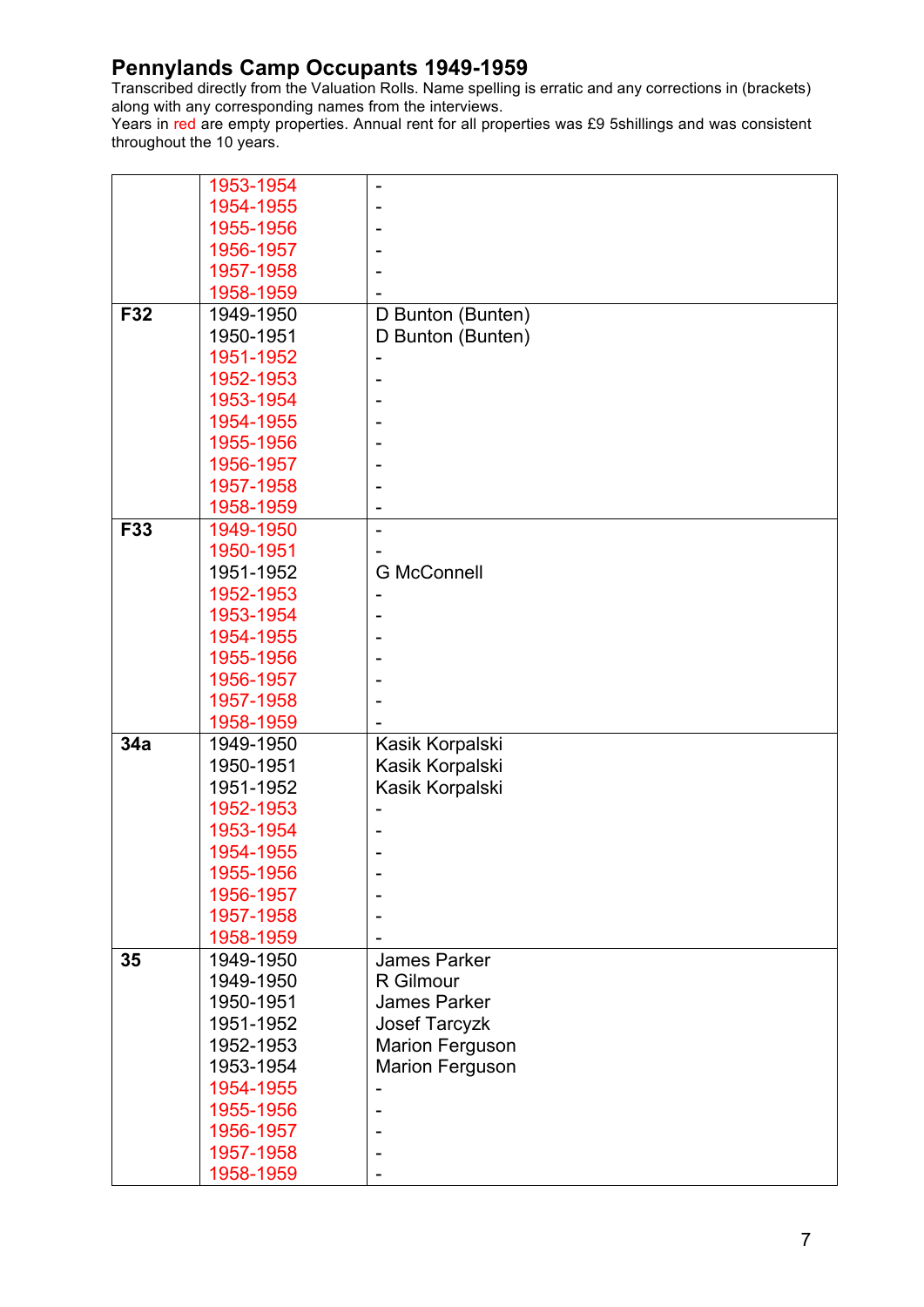# Pennylands Camp Occupants 1949-1959

Transcribed directly from the Valuation Rolls. Name spelling is erratic and any corrections in (brackets) along with any corresponding names from the interviews.

Years in red are empty properties. Annual rent for all properties was £9 5shillings and was consistent throughout the 10 years.

| | | |
|---|---|---|
| | 1953-1954 | - |
| | 1954-1955 | - |
| | 1955-1956 | - |
| | 1956-1957 | - |
| | 1957-1958 | - |
| | 1958-1959 | - |
| **F32** | 1949-1950 | D Bunton (Bunten) |
| | 1950-1951 | D Bunton (Bunten) |
| | 1951-1952 | - |
| | 1952-1953 | - |
| | 1953-1954 | - |
| | 1954-1955 | - |
| | 1955-1956 | - |
| | 1956-1957 | - |
| | 1957-1958 | - |
| | 1958-1959 | - |
| **F33** | 1949-1950 | - |
| | 1950-1951 | - |
| | 1951-1952 | G McConnell |
| | 1952-1953 | - |
| | 1953-1954 | - |
| | 1954-1955 | - |
| | 1955-1956 | - |
| | 1956-1957 | - |
| | 1957-1958 | - |
| | 1958-1959 | - |
| **34a** | 1949-1950 | Kasik Korpalski |
| | 1950-1951 | Kasik Korpalski |
| | 1951-1952 | Kasik Korpalski |
| | 1952-1953 | - |
| | 1953-1954 | - |
| | 1954-1955 | - |
| | 1955-1956 | - |
| | 1956-1957 | - |
| | 1957-1958 | - |
| | 1958-1959 | - |
| **35** | 1949-1950 | James Parker |
| | 1949-1950 | R Gilmour |
| | 1950-1951 | James Parker |
| | 1951-1952 | Josef Tarcyzk |
| | 1952-1953 | Marion Ferguson |
| | 1953-1954 | Marion Ferguson |
| | 1954-1955 | - |
| | 1955-1956 | - |
| | 1956-1957 | - |
| | 1957-1958 | - |
| | 1958-1959 | - |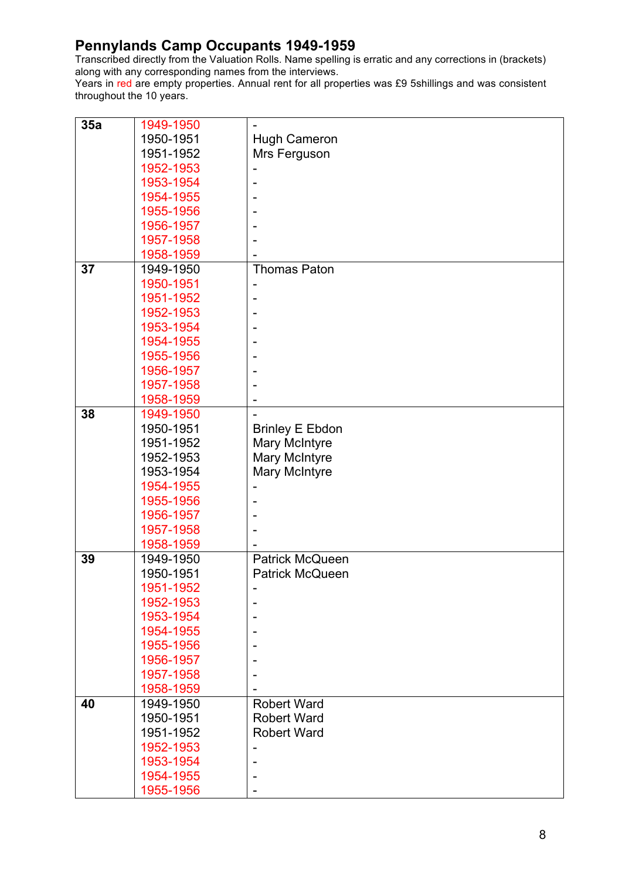# Pennylands Camp Occupants 1949-1959

Transcribed directly from the Valuation Rolls. Name spelling is erratic and any corrections in (brackets) along with any corresponding names from the interviews.

Years in red are empty properties. Annual rent for all properties was £9 5shillings and was consistent throughout the 10 years.

| | | |
|---|---|---|
| **35a** | 1949-1950 | - |
| | 1950-1951 | Hugh Cameron |
| | 1951-1952 | Mrs Ferguson |
| | 1952-1953 | - |
| | 1953-1954 | - |
| | 1954-1955 | - |
| | 1955-1956 | - |
| | 1956-1957 | - |
| | 1957-1958 | - |
| | 1958-1959 | - |
| **37** | 1949-1950 | Thomas Paton |
| | 1950-1951 | - |
| | 1951-1952 | - |
| | 1952-1953 | - |
| | 1953-1954 | - |
| | 1954-1955 | - |
| | 1955-1956 | - |
| | 1956-1957 | - |
| | 1957-1958 | - |
| | 1958-1959 | - |
| **38** | 1949-1950 | - |
| | 1950-1951 | Brinley E Ebdon |
| | 1951-1952 | Mary McIntyre |
| | 1952-1953 | Mary McIntyre |
| | 1953-1954 | Mary McIntyre |
| | 1954-1955 | - |
| | 1955-1956 | - |
| | 1956-1957 | - |
| | 1957-1958 | - |
| | 1958-1959 | - |
| **39** | 1949-1950 | Patrick McQueen |
| | 1950-1951 | Patrick McQueen |
| | 1951-1952 | - |
| | 1952-1953 | - |
| | 1953-1954 | - |
| | 1954-1955 | - |
| | 1955-1956 | - |
| | 1956-1957 | - |
| | 1957-1958 | - |
| | 1958-1959 | - |
| **40** | 1949-1950 | Robert Ward |
| | 1950-1951 | Robert Ward |
| | 1951-1952 | Robert Ward |
| | 1952-1953 | - |
| | 1953-1954 | - |
| | 1954-1955 | - |
| | 1955-1956 | - |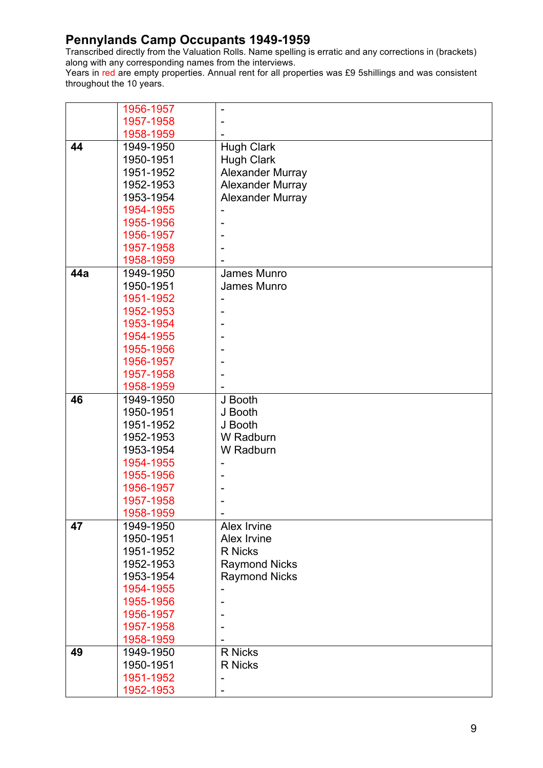## Pennylands Camp Occupants 1949-1959

Transcribed directly from the Valuation Rolls. Name spelling is erratic and any corrections in (brackets) along with any corresponding names from the interviews.

Years in red are empty properties. Annual rent for all properties was £9 5shillings and was consistent throughout the 10 years.

| | | |
|---|---|---|
| | 1956-1957 | - |
| | 1957-1958 | - |
| | 1958-1959 | - |
| **44** | 1949-1950 | Hugh Clark |
| | 1950-1951 | Hugh Clark |
| | 1951-1952 | Alexander Murray |
| | 1952-1953 | Alexander Murray |
| | 1953-1954 | Alexander Murray |
| | 1954-1955 | - |
| | 1955-1956 | - |
| | 1956-1957 | - |
| | 1957-1958 | - |
| | 1958-1959 | - |
| **44a** | 1949-1950 | James Munro |
| | 1950-1951 | James Munro |
| | 1951-1952 | - |
| | 1952-1953 | - |
| | 1953-1954 | - |
| | 1954-1955 | - |
| | 1955-1956 | - |
| | 1956-1957 | - |
| | 1957-1958 | - |
| | 1958-1959 | - |
| **46** | 1949-1950 | J Booth |
| | 1950-1951 | J Booth |
| | 1951-1952 | J Booth |
| | 1952-1953 | W Radburn |
| | 1953-1954 | W Radburn |
| | 1954-1955 | - |
| | 1955-1956 | - |
| | 1956-1957 | - |
| | 1957-1958 | - |
| | 1958-1959 | - |
| **47** | 1949-1950 | Alex Irvine |
| | 1950-1951 | Alex Irvine |
| | 1951-1952 | R Nicks |
| | 1952-1953 | Raymond Nicks |
| | 1953-1954 | Raymond Nicks |
| | 1954-1955 | - |
| | 1955-1956 | - |
| | 1956-1957 | - |
| | 1957-1958 | - |
| | 1958-1959 | - |
| **49** | 1949-1950 | R Nicks |
| | 1950-1951 | R Nicks |
| | 1951-1952 | - |
| | 1952-1953 | - |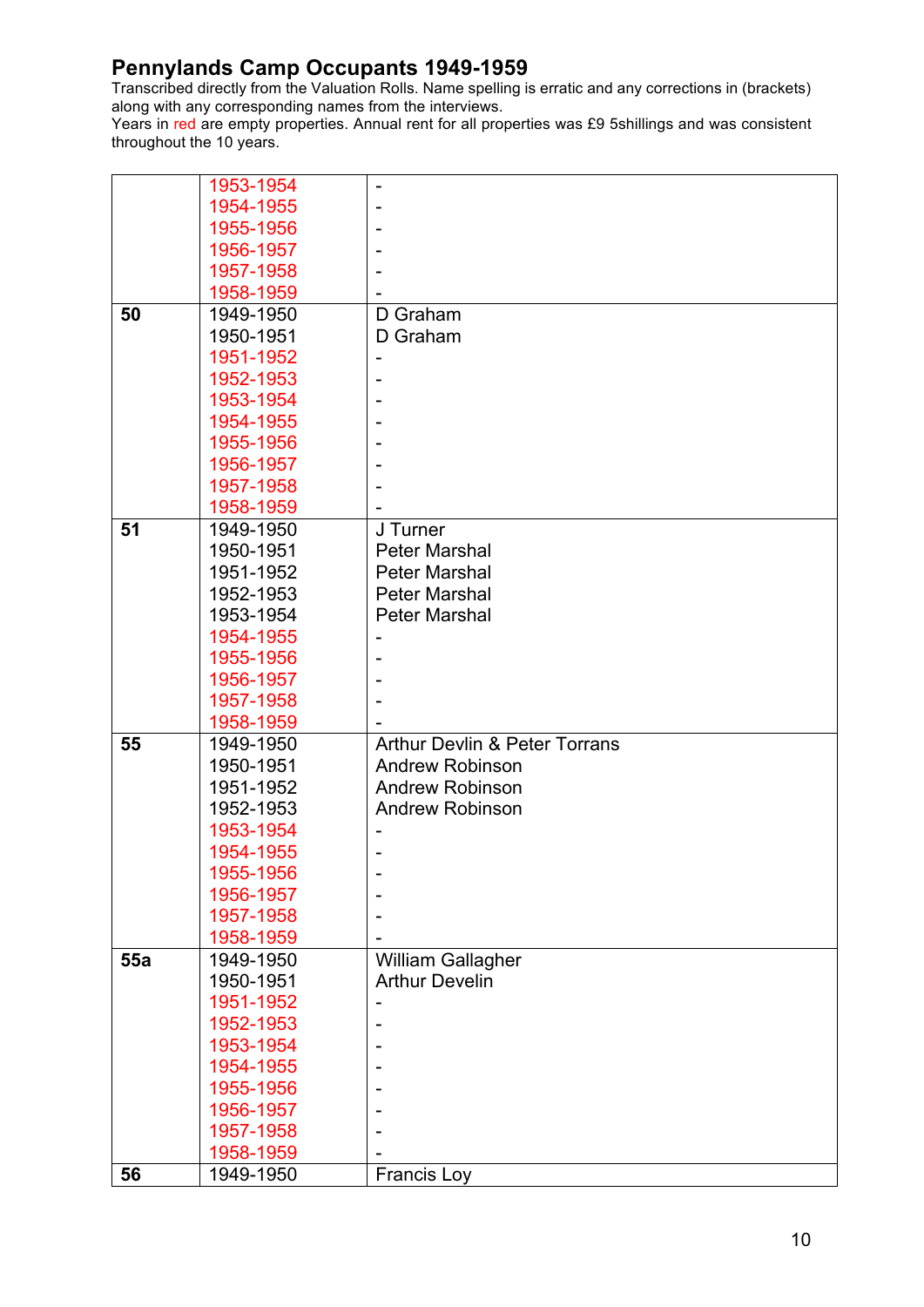## Pennylands Camp Occupants 1949-1959

Transcribed directly from the Valuation Rolls. Name spelling is erratic and any corrections in (brackets) along with any corresponding names from the interviews.

Years in red are empty properties. Annual rent for all properties was £9 5shillings and was consistent throughout the 10 years.

| | | |
|---|---|---|
| | 1953-1954 | - |
| | 1954-1955 | - |
| | 1955-1956 | - |
| | 1956-1957 | - |
| | 1957-1958 | - |
| | 1958-1959 | - |
| **50** | 1949-1950 | D Graham |
| | 1950-1951 | D Graham |
| | 1951-1952 | - |
| | 1952-1953 | - |
| | 1953-1954 | - |
| | 1954-1955 | - |
| | 1955-1956 | - |
| | 1956-1957 | - |
| | 1957-1958 | - |
| | 1958-1959 | - |
| **51** | 1949-1950 | J Turner |
| | 1950-1951 | Peter Marshal |
| | 1951-1952 | Peter Marshal |
| | 1952-1953 | Peter Marshal |
| | 1953-1954 | Peter Marshal |
| | 1954-1955 | - |
| | 1955-1956 | - |
| | 1956-1957 | - |
| | 1957-1958 | - |
| | 1958-1959 | - |
| **55** | 1949-1950 | Arthur Devlin & Peter Torrans |
| | 1950-1951 | Andrew Robinson |
| | 1951-1952 | Andrew Robinson |
| | 1952-1953 | Andrew Robinson |
| | 1953-1954 | - |
| | 1954-1955 | - |
| | 1955-1956 | - |
| | 1956-1957 | - |
| | 1957-1958 | - |
| | 1958-1959 | - |
| **55a** | 1949-1950 | William Gallagher |
| | 1950-1951 | Arthur Develin |
| | 1951-1952 | - |
| | 1952-1953 | - |
| | 1953-1954 | - |
| | 1954-1955 | - |
| | 1955-1956 | - |
| | 1956-1957 | - |
| | 1957-1958 | - |
| | 1958-1959 | - |
| **56** | 1949-1950 | Francis Loy |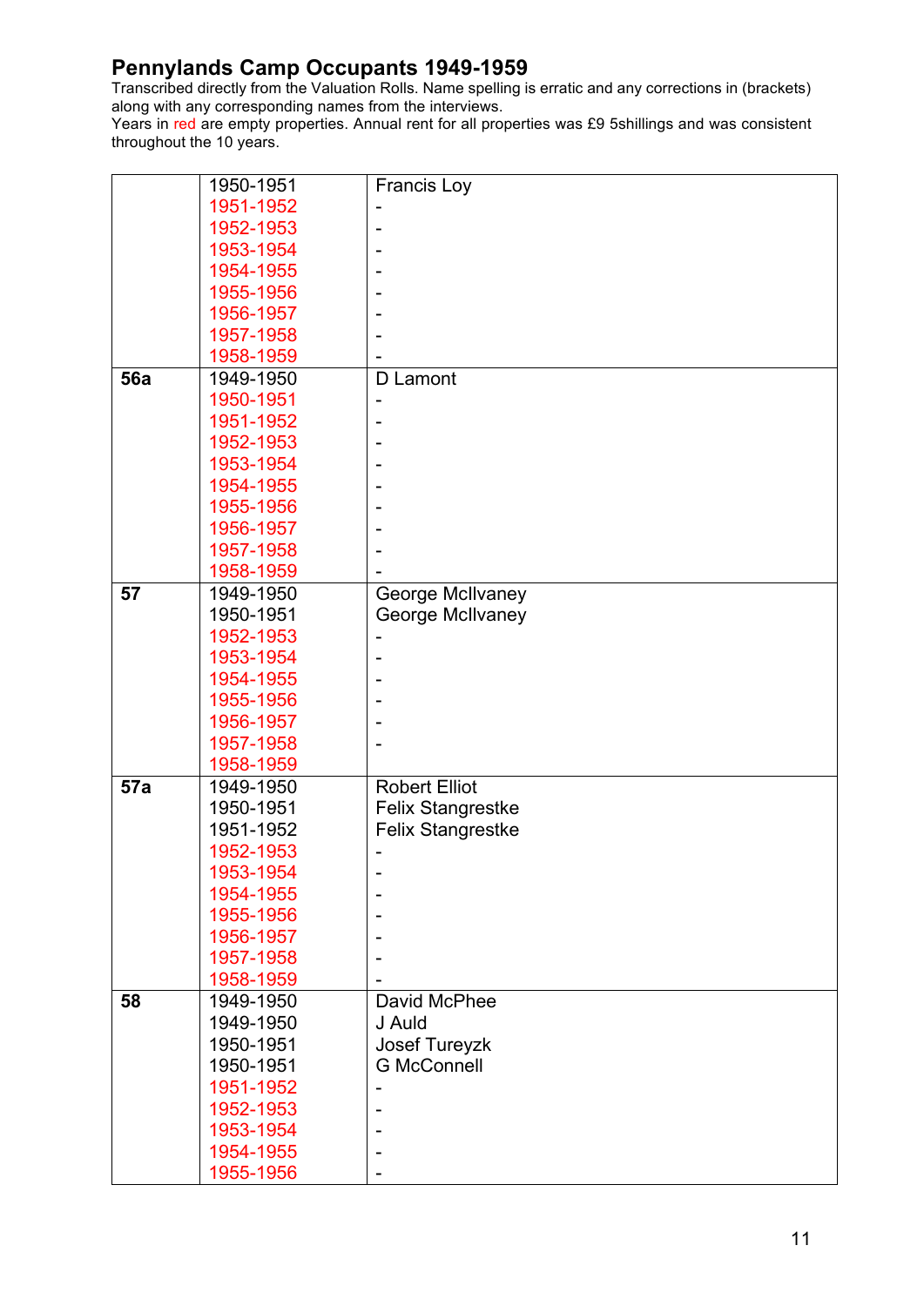## Pennylands Camp Occupants 1949-1959

Transcribed directly from the Valuation Rolls. Name spelling is erratic and any corrections in (brackets) along with any corresponding names from the interviews.
Years in red are empty properties. Annual rent for all properties was £9 5shillings and was consistent throughout the 10 years.

| | | |
|---|---|---|
| | 1950-1951 | Francis Loy |
| | 1951-1952 | - |
| | 1952-1953 | - |
| | 1953-1954 | - |
| | 1954-1955 | - |
| | 1955-1956 | - |
| | 1956-1957 | - |
| | 1957-1958 | - |
| | 1958-1959 | - |
| **56a** | 1949-1950 | D Lamont |
| | 1950-1951 | - |
| | 1951-1952 | - |
| | 1952-1953 | - |
| | 1953-1954 | - |
| | 1954-1955 | - |
| | 1955-1956 | - |
| | 1956-1957 | - |
| | 1957-1958 | - |
| | 1958-1959 | - |
| **57** | 1949-1950 | George McIlvaney |
| | 1950-1951 | George McIlvaney |
| | 1952-1953 | - |
| | 1953-1954 | - |
| | 1954-1955 | - |
| | 1955-1956 | - |
| | 1956-1957 | - |
| | 1957-1958 | - |
| | 1958-1959 | |
| **57a** | 1949-1950 | Robert Elliot |
| | 1950-1951 | Felix Stangrestke |
| | 1951-1952 | Felix Stangrestke |
| | 1952-1953 | - |
| | 1953-1954 | - |
| | 1954-1955 | - |
| | 1955-1956 | - |
| | 1956-1957 | - |
| | 1957-1958 | - |
| | 1958-1959 | - |
| **58** | 1949-1950 | David McPhee |
| | 1949-1950 | J Auld |
| | 1950-1951 | Josef Tureyzk |
| | 1950-1951 | G McConnell |
| | 1951-1952 | - |
| | 1952-1953 | - |
| | 1953-1954 | - |
| | 1954-1955 | - |
| | 1955-1956 | - |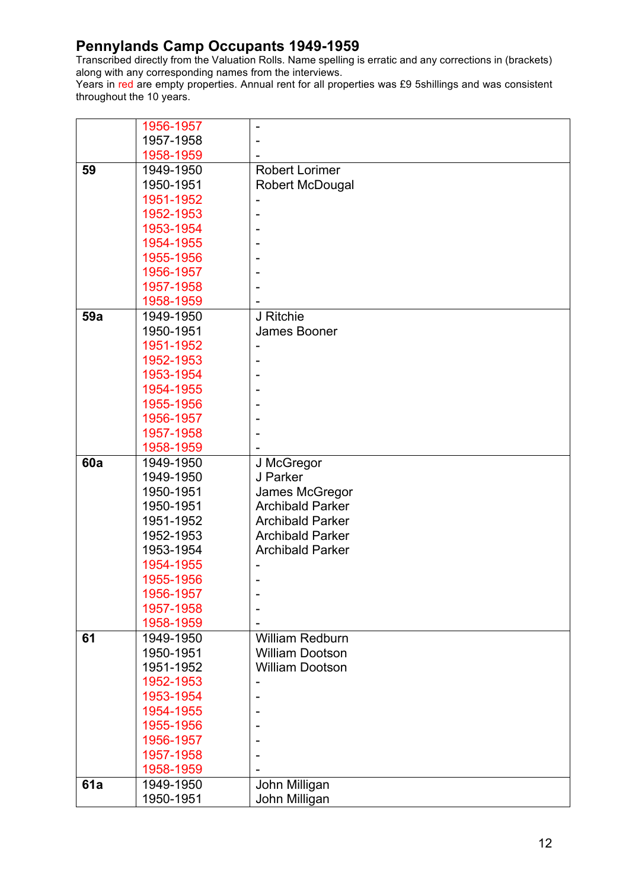## Pennylands Camp Occupants 1949-1959

Transcribed directly from the Valuation Rolls. Name spelling is erratic and any corrections in (brackets) along with any corresponding names from the interviews.
Years in red are empty properties. Annual rent for all properties was £9 5shillings and was consistent throughout the 10 years.

| | | |
|---|---|---|
| | 1956-1957 | - |
| | 1957-1958 | - |
| | 1958-1959 | - |
| **59** | 1949-1950 | Robert Lorimer |
| | 1950-1951 | Robert McDougal |
| | 1951-1952 | - |
| | 1952-1953 | - |
| | 1953-1954 | - |
| | 1954-1955 | - |
| | 1955-1956 | - |
| | 1956-1957 | - |
| | 1957-1958 | - |
| | 1958-1959 | - |
| **59a** | 1949-1950 | J Ritchie |
| | 1950-1951 | James Booner |
| | 1951-1952 | - |
| | 1952-1953 | - |
| | 1953-1954 | - |
| | 1954-1955 | - |
| | 1955-1956 | - |
| | 1956-1957 | - |
| | 1957-1958 | - |
| | 1958-1959 | - |
| **60a** | 1949-1950 | J McGregor |
| | 1949-1950 | J Parker |
| | 1950-1951 | James McGregor |
| | 1950-1951 | Archibald Parker |
| | 1951-1952 | Archibald Parker |
| | 1952-1953 | Archibald Parker |
| | 1953-1954 | Archibald Parker |
| | 1954-1955 | - |
| | 1955-1956 | - |
| | 1956-1957 | - |
| | 1957-1958 | - |
| | 1958-1959 | - |
| **61** | 1949-1950 | William Redburn |
| | 1950-1951 | William Dootson |
| | 1951-1952 | William Dootson |
| | 1952-1953 | - |
| | 1953-1954 | - |
| | 1954-1955 | - |
| | 1955-1956 | - |
| | 1956-1957 | - |
| | 1957-1958 | - |
| | 1958-1959 | - |
| **61a** | 1949-1950 | John Milligan |
| | 1950-1951 | John Milligan |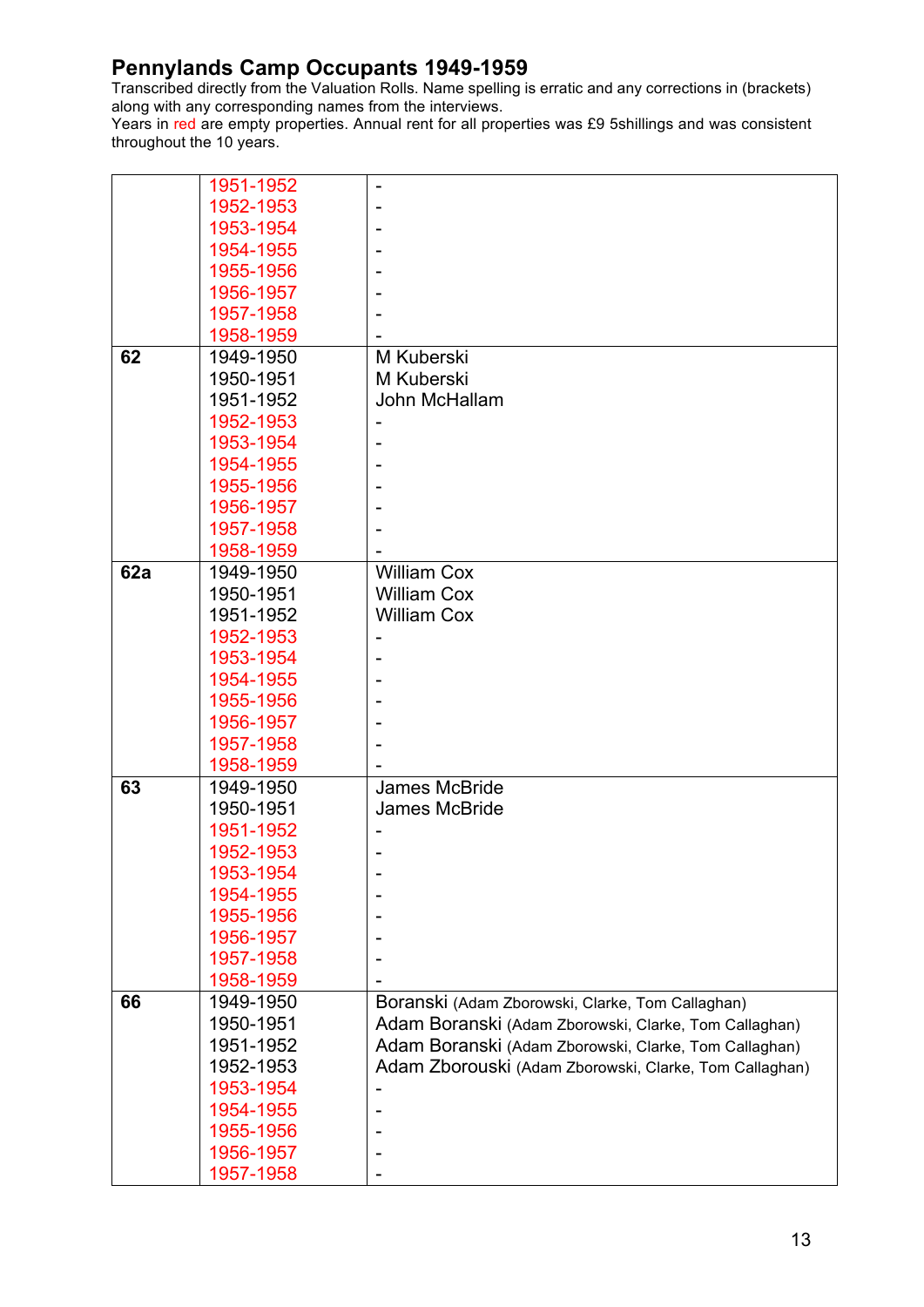## Pennylands Camp Occupants 1949-1959

Transcribed directly from the Valuation Rolls. Name spelling is erratic and any corrections in (brackets) along with any corresponding names from the interviews.
Years in red are empty properties. Annual rent for all properties was £9 5shillings and was consistent throughout the 10 years.

| | | |
|---|---|---|
| | 1951-1952 | - |
| | 1952-1953 | - |
| | 1953-1954 | - |
| | 1954-1955 | - |
| | 1955-1956 | - |
| | 1956-1957 | - |
| | 1957-1958 | - |
| | 1958-1959 | - |
| **62** | 1949-1950 | M Kuberski |
| | 1950-1951 | M Kuberski |
| | 1951-1952 | John McHallam |
| | 1952-1953 | - |
| | 1953-1954 | - |
| | 1954-1955 | - |
| | 1955-1956 | - |
| | 1956-1957 | - |
| | 1957-1958 | - |
| | 1958-1959 | - |
| **62a** | 1949-1950 | William Cox |
| | 1950-1951 | William Cox |
| | 1951-1952 | William Cox |
| | 1952-1953 | - |
| | 1953-1954 | - |
| | 1954-1955 | - |
| | 1955-1956 | - |
| | 1956-1957 | - |
| | 1957-1958 | - |
| | 1958-1959 | - |
| **63** | 1949-1950 | James McBride |
| | 1950-1951 | James McBride |
| | 1951-1952 | - |
| | 1952-1953 | - |
| | 1953-1954 | - |
| | 1954-1955 | - |
| | 1955-1956 | - |
| | 1956-1957 | - |
| | 1957-1958 | - |
| | 1958-1959 | - |
| **66** | 1949-1950 | Boranski (Adam Zborowski, Clarke, Tom Callaghan) |
| | 1950-1951 | Adam Boranski (Adam Zborowski, Clarke, Tom Callaghan) |
| | 1951-1952 | Adam Boranski (Adam Zborowski, Clarke, Tom Callaghan) |
| | 1952-1953 | Adam Zborouski (Adam Zborowski, Clarke, Tom Callaghan) |
| | 1953-1954 | - |
| | 1954-1955 | - |
| | 1955-1956 | - |
| | 1956-1957 | - |
| | 1957-1958 | - |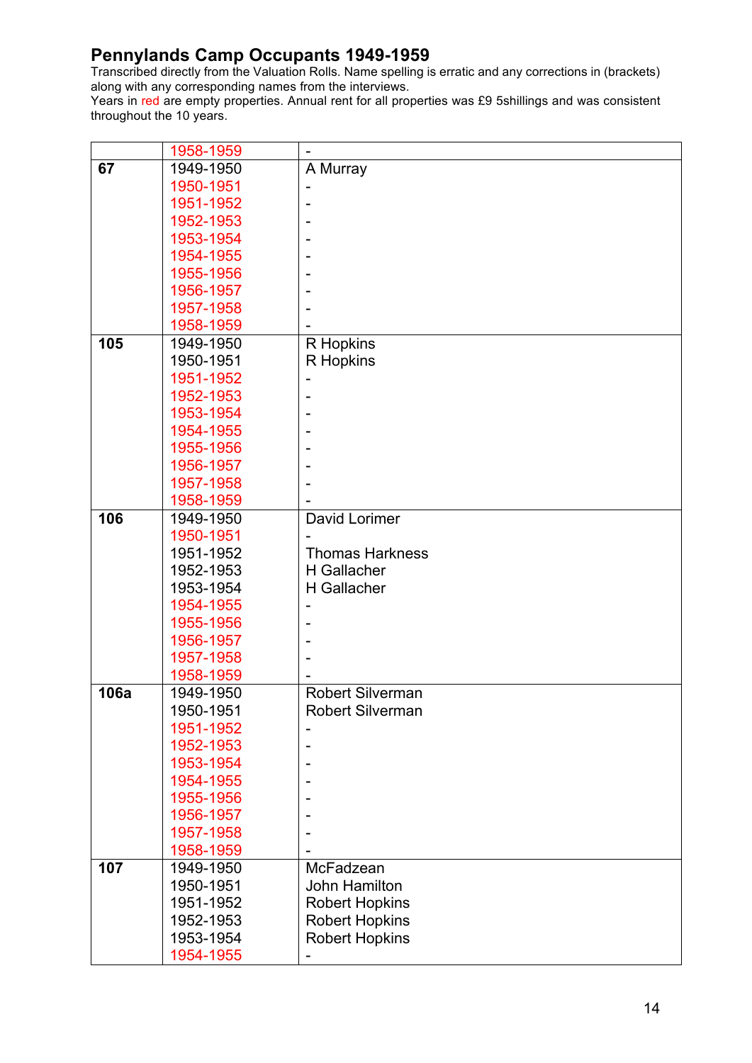## Pennylands Camp Occupants 1949-1959

Transcribed directly from the Valuation Rolls. Name spelling is erratic and any corrections in (brackets) along with any corresponding names from the interviews.
Years in red are empty properties. Annual rent for all properties was £9 5shillings and was consistent throughout the 10 years.

| | | |
|---|---|---|
| | 1958-1959 | - |
| **67** | 1949-1950 | A Murray |
| | 1950-1951 | - |
| | 1951-1952 | - |
| | 1952-1953 | - |
| | 1953-1954 | - |
| | 1954-1955 | - |
| | 1955-1956 | - |
| | 1956-1957 | - |
| | 1957-1958 | - |
| | 1958-1959 | - |
| **105** | 1949-1950 | R Hopkins |
| | 1950-1951 | R Hopkins |
| | 1951-1952 | - |
| | 1952-1953 | - |
| | 1953-1954 | - |
| | 1954-1955 | - |
| | 1955-1956 | - |
| | 1956-1957 | - |
| | 1957-1958 | - |
| | 1958-1959 | - |
| **106** | 1949-1950 | David Lorimer |
| | 1950-1951 | - |
| | 1951-1952 | Thomas Harkness |
| | 1952-1953 | H Gallacher |
| | 1953-1954 | H Gallacher |
| | 1954-1955 | - |
| | 1955-1956 | - |
| | 1956-1957 | - |
| | 1957-1958 | - |
| | 1958-1959 | - |
| **106a** | 1949-1950 | Robert Silverman |
| | 1950-1951 | Robert Silverman |
| | 1951-1952 | - |
| | 1952-1953 | - |
| | 1953-1954 | - |
| | 1954-1955 | - |
| | 1955-1956 | - |
| | 1956-1957 | - |
| | 1957-1958 | - |
| | 1958-1959 | - |
| **107** | 1949-1950 | McFadzean |
| | 1950-1951 | John Hamilton |
| | 1951-1952 | Robert Hopkins |
| | 1952-1953 | Robert Hopkins |
| | 1953-1954 | Robert Hopkins |
| | 1954-1955 | - |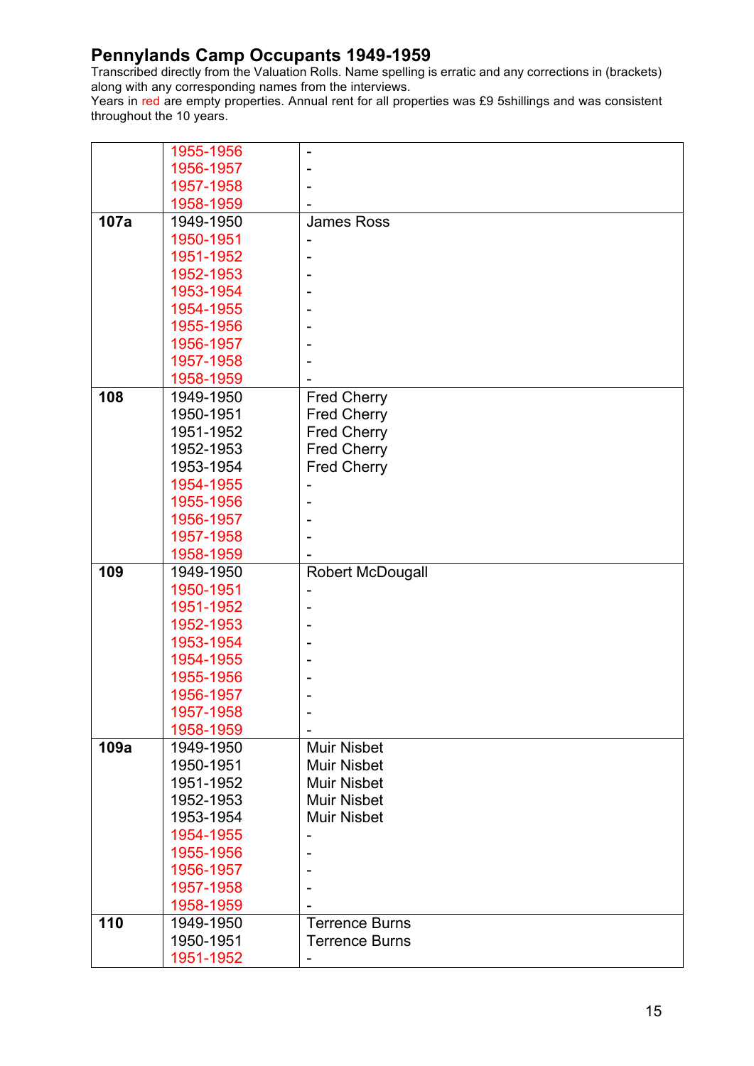## Pennylands Camp Occupants 1949-1959

Transcribed directly from the Valuation Rolls. Name spelling is erratic and any corrections in (brackets) along with any corresponding names from the interviews.
Years in red are empty properties. Annual rent for all properties was £9 5shillings and was consistent throughout the 10 years.

| | | |
|---|---|---|
| | 1955-1956 | - |
| | 1956-1957 | - |
| | 1957-1958 | - |
| | 1958-1959 | - |
| **107a** | 1949-1950 | James Ross |
| | 1950-1951 | - |
| | 1951-1952 | - |
| | 1952-1953 | - |
| | 1953-1954 | - |
| | 1954-1955 | - |
| | 1955-1956 | - |
| | 1956-1957 | - |
| | 1957-1958 | - |
| | 1958-1959 | - |
| **108** | 1949-1950 | Fred Cherry |
| | 1950-1951 | Fred Cherry |
| | 1951-1952 | Fred Cherry |
| | 1952-1953 | Fred Cherry |
| | 1953-1954 | Fred Cherry |
| | 1954-1955 | - |
| | 1955-1956 | - |
| | 1956-1957 | - |
| | 1957-1958 | - |
| | 1958-1959 | - |
| **109** | 1949-1950 | Robert McDougall |
| | 1950-1951 | - |
| | 1951-1952 | - |
| | 1952-1953 | - |
| | 1953-1954 | - |
| | 1954-1955 | - |
| | 1955-1956 | - |
| | 1956-1957 | - |
| | 1957-1958 | - |
| | 1958-1959 | - |
| **109a** | 1949-1950 | Muir Nisbet |
| | 1950-1951 | Muir Nisbet |
| | 1951-1952 | Muir Nisbet |
| | 1952-1953 | Muir Nisbet |
| | 1953-1954 | Muir Nisbet |
| | 1954-1955 | - |
| | 1955-1956 | - |
| | 1956-1957 | - |
| | 1957-1958 | - |
| | 1958-1959 | - |
| **110** | 1949-1950 | Terrence Burns |
| | 1950-1951 | Terrence Burns |
| | 1951-1952 | - |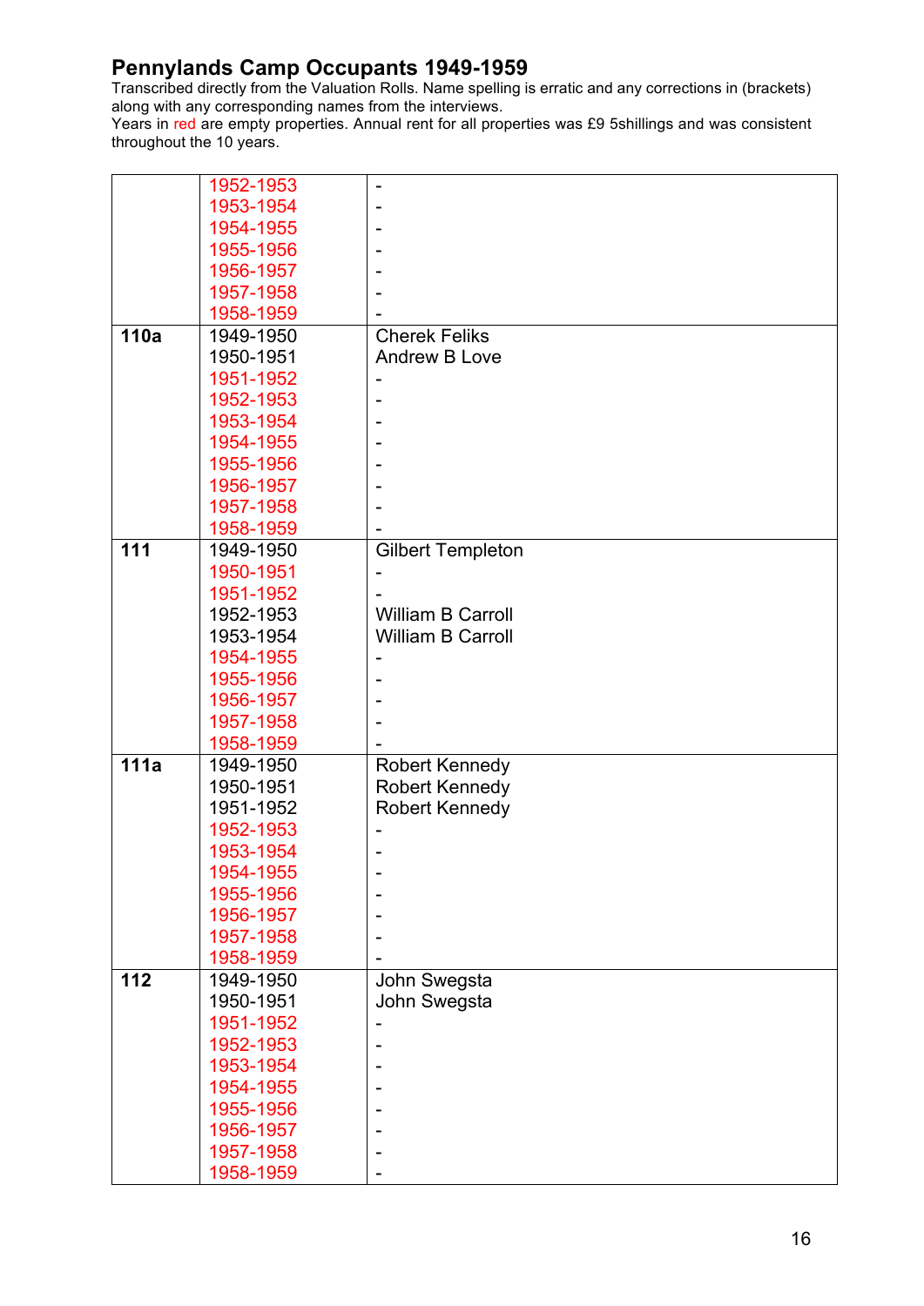## Pennylands Camp Occupants 1949-1959

Transcribed directly from the Valuation Rolls. Name spelling is erratic and any corrections in (brackets) along with any corresponding names from the interviews.

Years in red are empty properties. Annual rent for all properties was £9 5shillings and was consistent throughout the 10 years.

| | | |
|---|---|---|
| | 1952-1953 | - |
| | 1953-1954 | - |
| | 1954-1955 | - |
| | 1955-1956 | - |
| | 1956-1957 | - |
| | 1957-1958 | - |
| | 1958-1959 | - |
| **110a** | 1949-1950 | Cherek Feliks |
| | 1950-1951 | Andrew B Love |
| | 1951-1952 | - |
| | 1952-1953 | - |
| | 1953-1954 | - |
| | 1954-1955 | - |
| | 1955-1956 | - |
| | 1956-1957 | - |
| | 1957-1958 | - |
| | 1958-1959 | - |
| **111** | 1949-1950 | Gilbert Templeton |
| | 1950-1951 | - |
| | 1951-1952 | - |
| | 1952-1953 | William B Carroll |
| | 1953-1954 | William B Carroll |
| | 1954-1955 | - |
| | 1955-1956 | - |
| | 1956-1957 | - |
| | 1957-1958 | - |
| | 1958-1959 | - |
| **111a** | 1949-1950 | Robert Kennedy |
| | 1950-1951 | Robert Kennedy |
| | 1951-1952 | Robert Kennedy |
| | 1952-1953 | - |
| | 1953-1954 | - |
| | 1954-1955 | - |
| | 1955-1956 | - |
| | 1956-1957 | - |
| | 1957-1958 | - |
| | 1958-1959 | - |
| **112** | 1949-1950 | John Swegsta |
| | 1950-1951 | John Swegsta |
| | 1951-1952 | - |
| | 1952-1953 | - |
| | 1953-1954 | - |
| | 1954-1955 | - |
| | 1955-1956 | - |
| | 1956-1957 | - |
| | 1957-1958 | - |
| | 1958-1959 | - |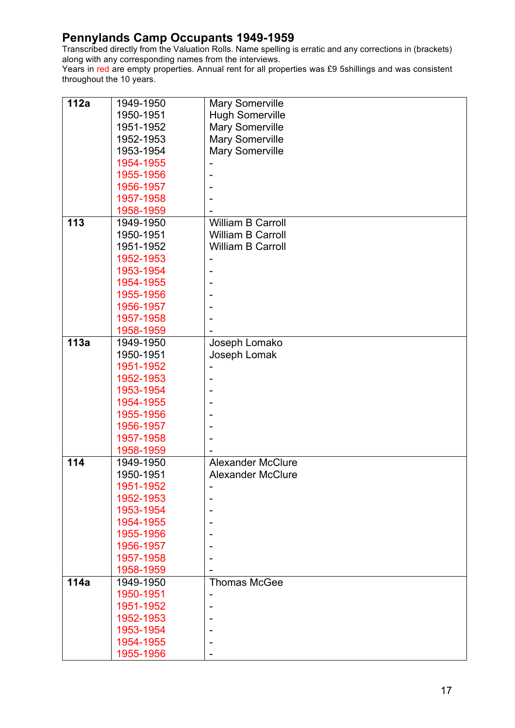## Pennylands Camp Occupants 1949-1959

Transcribed directly from the Valuation Rolls. Name spelling is erratic and any corrections in (brackets) along with any corresponding names from the interviews.

Years in red are empty properties. Annual rent for all properties was £9 5shillings and was consistent throughout the 10 years.

| | | |
|---|---|---|
| **112a** | 1949-1950 | Mary Somerville |
| | 1950-1951 | Hugh Somerville |
| | 1951-1952 | Mary Somerville |
| | 1952-1953 | Mary Somerville |
| | 1953-1954 | Mary Somerville |
| | 1954-1955 | - |
| | 1955-1956 | - |
| | 1956-1957 | - |
| | 1957-1958 | - |
| | 1958-1959 | - |
| **113** | 1949-1950 | William B Carroll |
| | 1950-1951 | William B Carroll |
| | 1951-1952 | William B Carroll |
| | 1952-1953 | - |
| | 1953-1954 | - |
| | 1954-1955 | - |
| | 1955-1956 | - |
| | 1956-1957 | - |
| | 1957-1958 | - |
| | 1958-1959 | - |
| **113a** | 1949-1950 | Joseph Lomako |
| | 1950-1951 | Joseph Lomak |
| | 1951-1952 | - |
| | 1952-1953 | - |
| | 1953-1954 | - |
| | 1954-1955 | - |
| | 1955-1956 | - |
| | 1956-1957 | - |
| | 1957-1958 | - |
| | 1958-1959 | - |
| **114** | 1949-1950 | Alexander McClure |
| | 1950-1951 | Alexander McClure |
| | 1951-1952 | - |
| | 1952-1953 | - |
| | 1953-1954 | - |
| | 1954-1955 | - |
| | 1955-1956 | - |
| | 1956-1957 | - |
| | 1957-1958 | - |
| | 1958-1959 | - |
| **114a** | 1949-1950 | Thomas McGee |
| | 1950-1951 | - |
| | 1951-1952 | - |
| | 1952-1953 | - |
| | 1953-1954 | - |
| | 1954-1955 | - |
| | 1955-1956 | - |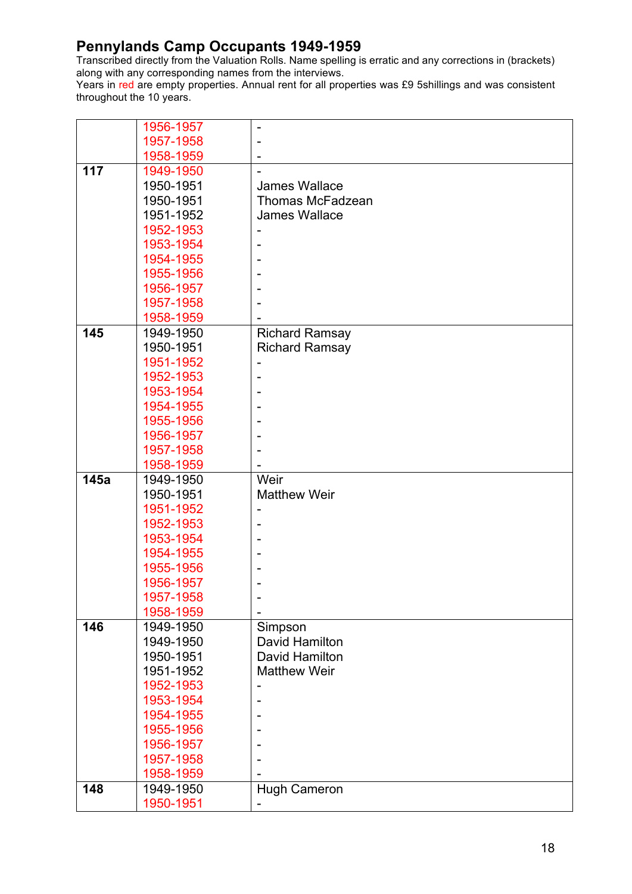## Pennylands Camp Occupants 1949-1959

Transcribed directly from the Valuation Rolls. Name spelling is erratic and any corrections in (brackets) along with any corresponding names from the interviews.

Years in red are empty properties. Annual rent for all properties was £9 5shillings and was consistent throughout the 10 years.

| | | |
|---|---|---|
| | 1956-1957<br>1957-1958<br>1958-1959 | -<br>-<br>- |
| **117** | 1949-1950<br>1950-1951<br>1950-1951<br>1951-1952<br>1952-1953<br>1953-1954<br>1954-1955<br>1955-1956<br>1956-1957<br>1957-1958<br>1958-1959 | -<br>James Wallace<br>Thomas McFadzean<br>James Wallace<br>-<br>-<br>-<br>-<br>-<br>-<br>- |
| **145** | 1949-1950<br>1950-1951<br>1951-1952<br>1952-1953<br>1953-1954<br>1954-1955<br>1955-1956<br>1956-1957<br>1957-1958<br>1958-1959 | Richard Ramsay<br>Richard Ramsay<br>-<br>-<br>-<br>-<br>-<br>-<br>-<br>- |
| **145a** | 1949-1950<br>1950-1951<br>1951-1952<br>1952-1953<br>1953-1954<br>1954-1955<br>1955-1956<br>1956-1957<br>1957-1958<br>1958-1959 | Weir<br>Matthew Weir<br>-<br>-<br>-<br>-<br>-<br>-<br>-<br>- |
| **146** | 1949-1950<br>1949-1950<br>1950-1951<br>1951-1952<br>1952-1953<br>1953-1954<br>1954-1955<br>1955-1956<br>1956-1957<br>1957-1958<br>1958-1959 | Simpson<br>David Hamilton<br>David Hamilton<br>Matthew Weir<br>-<br>-<br>-<br>-<br>-<br>-<br>- |
| **148** | 1949-1950<br>1950-1951 | Hugh Cameron<br>- |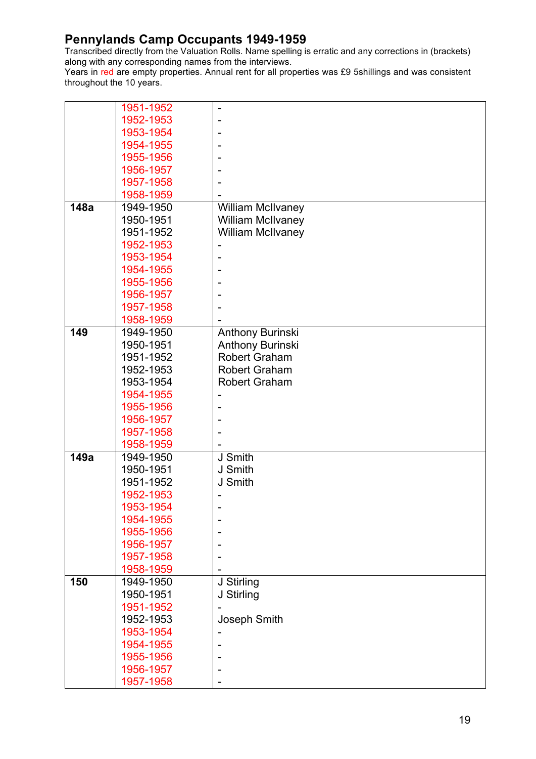## Pennylands Camp Occupants 1949-1959

Transcribed directly from the Valuation Rolls. Name spelling is erratic and any corrections in (brackets) along with any corresponding names from the interviews.

Years in red are empty properties. Annual rent for all properties was £9 5shillings and was consistent throughout the 10 years.

| | | |
|---|---|---|
| | 1951-1952 | - |
| | 1952-1953 | - |
| | 1953-1954 | - |
| | 1954-1955 | - |
| | 1955-1956 | - |
| | 1956-1957 | - |
| | 1957-1958 | - |
| | 1958-1959 | - |
| **148a** | 1949-1950 | William McIlvaney |
| | 1950-1951 | William McIlvaney |
| | 1951-1952 | William McIlvaney |
| | 1952-1953 | - |
| | 1953-1954 | - |
| | 1954-1955 | - |
| | 1955-1956 | - |
| | 1956-1957 | - |
| | 1957-1958 | - |
| | 1958-1959 | - |
| **149** | 1949-1950 | Anthony Burinski |
| | 1950-1951 | Anthony Burinski |
| | 1951-1952 | Robert Graham |
| | 1952-1953 | Robert Graham |
| | 1953-1954 | Robert Graham |
| | 1954-1955 | - |
| | 1955-1956 | - |
| | 1956-1957 | - |
| | 1957-1958 | - |
| | 1958-1959 | - |
| **149a** | 1949-1950 | J Smith |
| | 1950-1951 | J Smith |
| | 1951-1952 | J Smith |
| | 1952-1953 | - |
| | 1953-1954 | - |
| | 1954-1955 | - |
| | 1955-1956 | - |
| | 1956-1957 | - |
| | 1957-1958 | - |
| | 1958-1959 | - |
| **150** | 1949-1950 | J Stirling |
| | 1950-1951 | J Stirling |
| | 1951-1952 | - |
| | 1952-1953 | Joseph Smith |
| | 1953-1954 | - |
| | 1954-1955 | - |
| | 1955-1956 | - |
| | 1956-1957 | - |
| | 1957-1958 | - |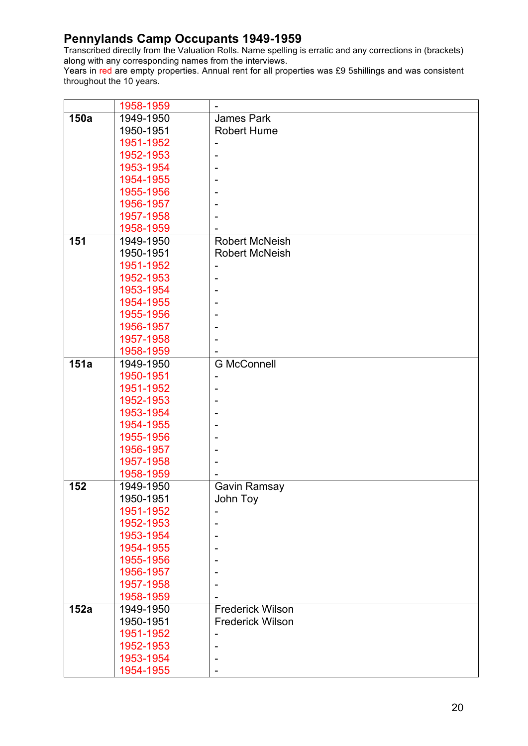## Pennylands Camp Occupants 1949-1959

Transcribed directly from the Valuation Rolls. Name spelling is erratic and any corrections in (brackets) along with any corresponding names from the interviews.
Years in red are empty properties. Annual rent for all properties was £9 5shillings and was consistent throughout the 10 years.

| | | |
|---|---|---|
| | 1958-1959 | - |
| **150a** | 1949-1950 | James Park |
| | 1950-1951 | Robert Hume |
| | 1951-1952 | - |
| | 1952-1953 | - |
| | 1953-1954 | - |
| | 1954-1955 | - |
| | 1955-1956 | - |
| | 1956-1957 | - |
| | 1957-1958 | - |
| | 1958-1959 | - |
| **151** | 1949-1950 | Robert McNeish |
| | 1950-1951 | Robert McNeish |
| | 1951-1952 | - |
| | 1952-1953 | - |
| | 1953-1954 | - |
| | 1954-1955 | - |
| | 1955-1956 | - |
| | 1956-1957 | - |
| | 1957-1958 | - |
| | 1958-1959 | - |
| **151a** | 1949-1950 | G McConnell |
| | 1950-1951 | - |
| | 1951-1952 | - |
| | 1952-1953 | - |
| | 1953-1954 | - |
| | 1954-1955 | - |
| | 1955-1956 | - |
| | 1956-1957 | - |
| | 1957-1958 | - |
| | 1958-1959 | - |
| **152** | 1949-1950 | Gavin Ramsay |
| | 1950-1951 | John Toy |
| | 1951-1952 | - |
| | 1952-1953 | - |
| | 1953-1954 | - |
| | 1954-1955 | - |
| | 1955-1956 | - |
| | 1956-1957 | - |
| | 1957-1958 | - |
| | 1958-1959 | - |
| **152a** | 1949-1950 | Frederick Wilson |
| | 1950-1951 | Frederick Wilson |
| | 1951-1952 | - |
| | 1952-1953 | - |
| | 1953-1954 | - |
| | 1954-1955 | - |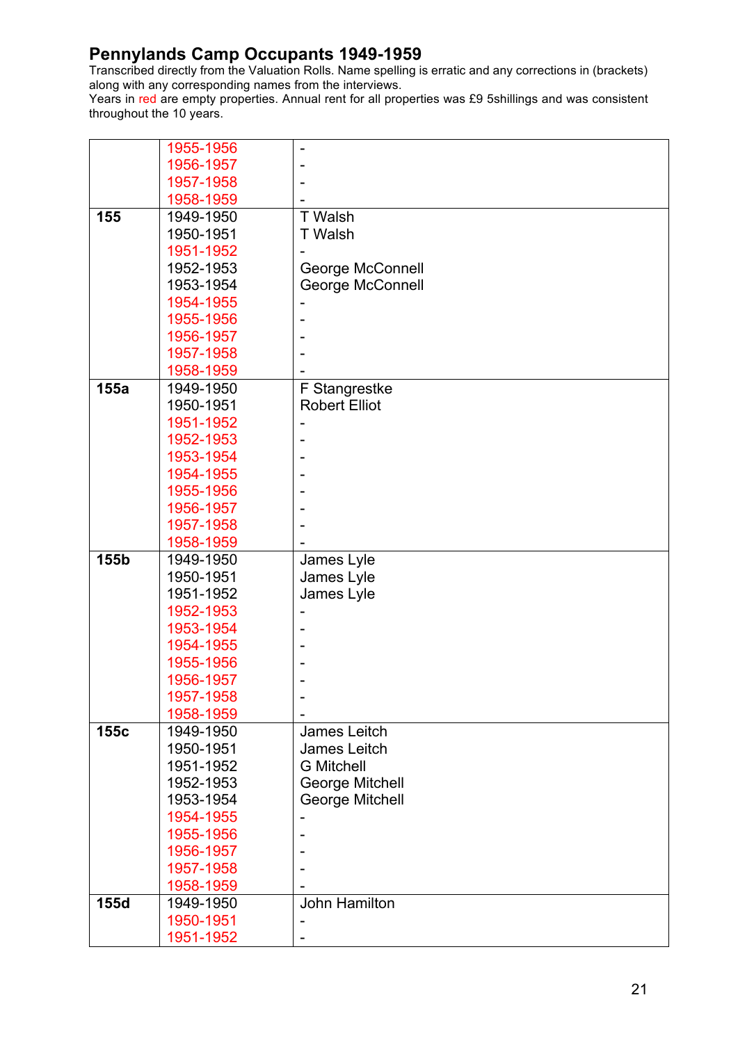# Pennylands Camp Occupants 1949-1959

Transcribed directly from the Valuation Rolls. Name spelling is erratic and any corrections in (brackets) along with any corresponding names from the interviews.

Years in red are empty properties. Annual rent for all properties was £9 5shillings and was consistent throughout the 10 years.

| | | |
|---|---|---|
| | 1955-1956 | - |
| | 1956-1957 | - |
| | 1957-1958 | - |
| | 1958-1959 | - |
| **155** | 1949-1950 | T Walsh |
| | 1950-1951 | T Walsh |
| | 1951-1952 | - |
| | 1952-1953 | George McConnell |
| | 1953-1954 | George McConnell |
| | 1954-1955 | - |
| | 1955-1956 | - |
| | 1956-1957 | - |
| | 1957-1958 | - |
| | 1958-1959 | - |
| **155a** | 1949-1950 | F Stangrestke |
| | 1950-1951 | Robert Elliot |
| | 1951-1952 | - |
| | 1952-1953 | - |
| | 1953-1954 | - |
| | 1954-1955 | - |
| | 1955-1956 | - |
| | 1956-1957 | - |
| | 1957-1958 | - |
| | 1958-1959 | - |
| **155b** | 1949-1950 | James Lyle |
| | 1950-1951 | James Lyle |
| | 1951-1952 | James Lyle |
| | 1952-1953 | - |
| | 1953-1954 | - |
| | 1954-1955 | - |
| | 1955-1956 | - |
| | 1956-1957 | - |
| | 1957-1958 | - |
| | 1958-1959 | - |
| **155c** | 1949-1950 | James Leitch |
| | 1950-1951 | James Leitch |
| | 1951-1952 | G Mitchell |
| | 1952-1953 | George Mitchell |
| | 1953-1954 | George Mitchell |
| | 1954-1955 | - |
| | 1955-1956 | - |
| | 1956-1957 | - |
| | 1957-1958 | - |
| | 1958-1959 | - |
| **155d** | 1949-1950 | John Hamilton |
| | 1950-1951 | - |
| | 1951-1952 | - |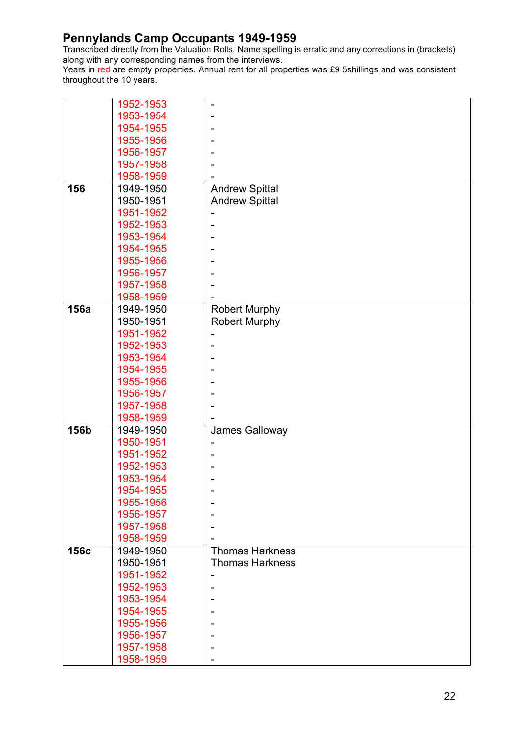## Pennylands Camp Occupants 1949-1959

Transcribed directly from the Valuation Rolls. Name spelling is erratic and any corrections in (brackets) along with any corresponding names from the interviews.

Years in red are empty properties. Annual rent for all properties was £9 5shillings and was consistent throughout the 10 years.

| | | |
|---|---|---|
| | 1952-1953 | - |
| | 1953-1954 | - |
| | 1954-1955 | - |
| | 1955-1956 | - |
| | 1956-1957 | - |
| | 1957-1958 | - |
| | 1958-1959 | - |
| **156** | 1949-1950 | Andrew Spittal |
| | 1950-1951 | Andrew Spittal |
| | 1951-1952 | - |
| | 1952-1953 | - |
| | 1953-1954 | - |
| | 1954-1955 | - |
| | 1955-1956 | - |
| | 1956-1957 | - |
| | 1957-1958 | - |
| | 1958-1959 | - |
| **156a** | 1949-1950 | Robert Murphy |
| | 1950-1951 | Robert Murphy |
| | 1951-1952 | - |
| | 1952-1953 | - |
| | 1953-1954 | - |
| | 1954-1955 | - |
| | 1955-1956 | - |
| | 1956-1957 | - |
| | 1957-1958 | - |
| | 1958-1959 | - |
| **156b** | 1949-1950 | James Galloway |
| | 1950-1951 | - |
| | 1951-1952 | - |
| | 1952-1953 | - |
| | 1953-1954 | - |
| | 1954-1955 | - |
| | 1955-1956 | - |
| | 1956-1957 | - |
| | 1957-1958 | - |
| | 1958-1959 | - |
| **156c** | 1949-1950 | Thomas Harkness |
| | 1950-1951 | Thomas Harkness |
| | 1951-1952 | - |
| | 1952-1953 | - |
| | 1953-1954 | - |
| | 1954-1955 | - |
| | 1955-1956 | - |
| | 1956-1957 | - |
| | 1957-1958 | - |
| | 1958-1959 | - |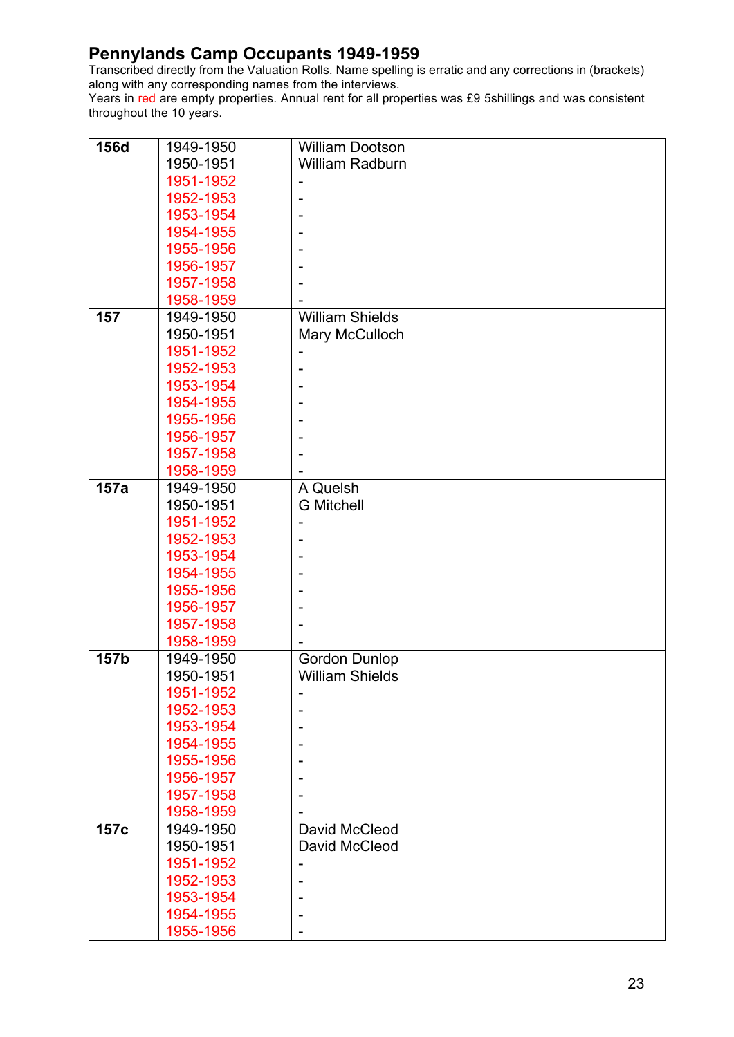# Pennylands Camp Occupants 1949-1959

Transcribed directly from the Valuation Rolls. Name spelling is erratic and any corrections in (brackets) along with any corresponding names from the interviews.

Years in red are empty properties. Annual rent for all properties was £9 5shillings and was consistent throughout the 10 years.

| | | |
|---|---|---|
| **156d** | 1949-1950 | William Dootson |
| | 1950-1951 | William Radburn |
| | 1951-1952 | - |
| | 1952-1953 | - |
| | 1953-1954 | - |
| | 1954-1955 | - |
| | 1955-1956 | - |
| | 1956-1957 | - |
| | 1957-1958 | - |
| | 1958-1959 | - |
| **157** | 1949-1950 | William Shields |
| | 1950-1951 | Mary McCulloch |
| | 1951-1952 | - |
| | 1952-1953 | - |
| | 1953-1954 | - |
| | 1954-1955 | - |
| | 1955-1956 | - |
| | 1956-1957 | - |
| | 1957-1958 | - |
| | 1958-1959 | - |
| **157a** | 1949-1950 | A Quelsh |
| | 1950-1951 | G Mitchell |
| | 1951-1952 | - |
| | 1952-1953 | - |
| | 1953-1954 | - |
| | 1954-1955 | - |
| | 1955-1956 | - |
| | 1956-1957 | - |
| | 1957-1958 | - |
| | 1958-1959 | - |
| **157b** | 1949-1950 | Gordon Dunlop |
| | 1950-1951 | William Shields |
| | 1951-1952 | - |
| | 1952-1953 | - |
| | 1953-1954 | - |
| | 1954-1955 | - |
| | 1955-1956 | - |
| | 1956-1957 | - |
| | 1957-1958 | - |
| | 1958-1959 | - |
| **157c** | 1949-1950 | David McCleod |
| | 1950-1951 | David McCleod |
| | 1951-1952 | - |
| | 1952-1953 | - |
| | 1953-1954 | - |
| | 1954-1955 | - |
| | 1955-1956 | - |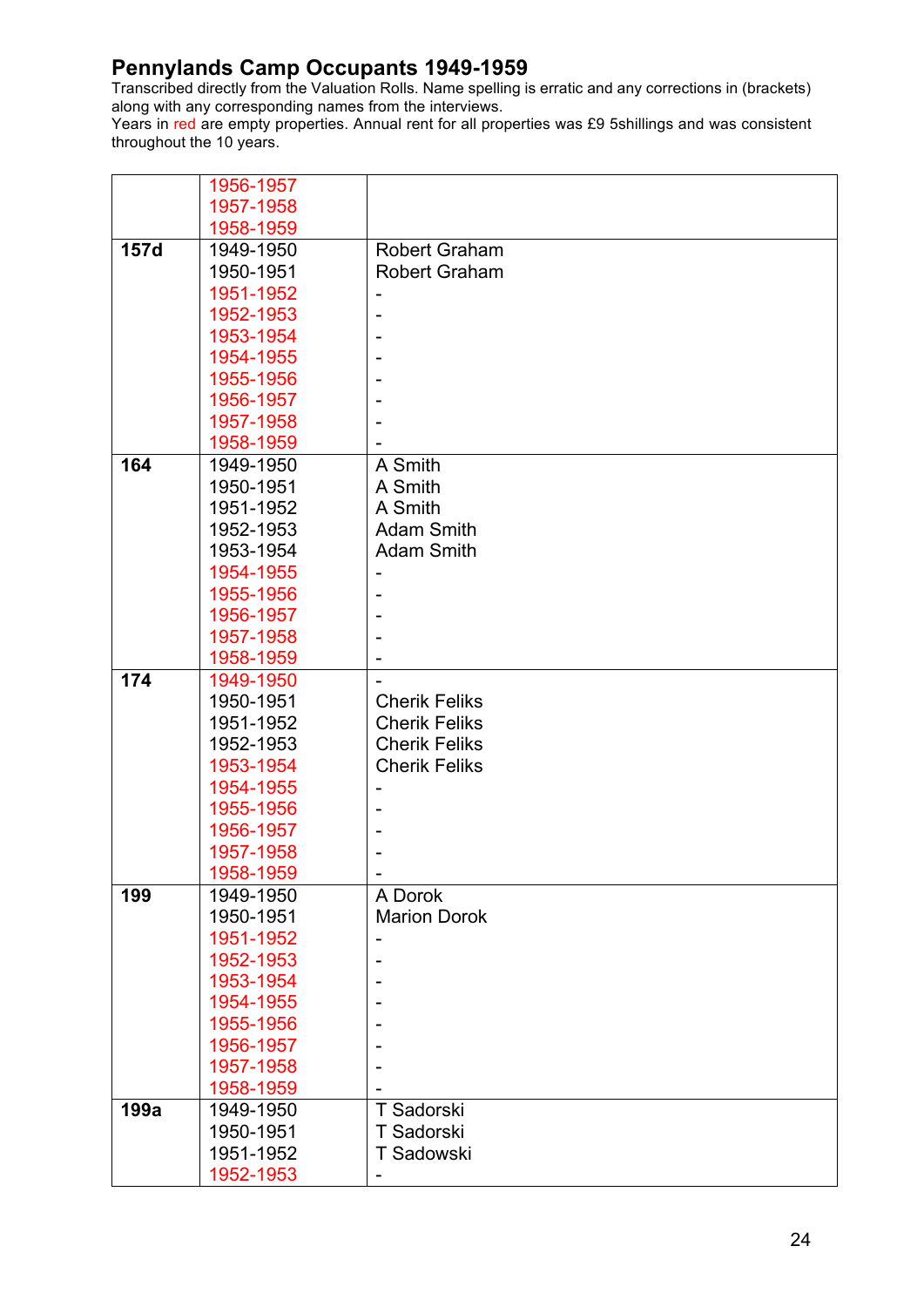## Pennylands Camp Occupants 1949-1959

Transcribed directly from the Valuation Rolls. Name spelling is erratic and any corrections in (brackets) along with any corresponding names from the interviews.

Years in red are empty properties. Annual rent for all properties was £9 5shillings and was consistent throughout the 10 years.

| | | |
|---|---|---|
| | 1956-1957 | |
| | 1957-1958 | |
| | 1958-1959 | |
| **157d** | 1949-1950 | Robert Graham |
| | 1950-1951 | Robert Graham |
| | 1951-1952 | - |
| | 1952-1953 | - |
| | 1953-1954 | - |
| | 1954-1955 | - |
| | 1955-1956 | - |
| | 1956-1957 | - |
| | 1957-1958 | - |
| | 1958-1959 | - |
| **164** | 1949-1950 | A Smith |
| | 1950-1951 | A Smith |
| | 1951-1952 | A Smith |
| | 1952-1953 | Adam Smith |
| | 1953-1954 | Adam Smith |
| | 1954-1955 | - |
| | 1955-1956 | - |
| | 1956-1957 | - |
| | 1957-1958 | - |
| | 1958-1959 | - |
| **174** | 1949-1950 | - |
| | 1950-1951 | Cherik Feliks |
| | 1951-1952 | Cherik Feliks |
| | 1952-1953 | Cherik Feliks |
| | 1953-1954 | Cherik Feliks |
| | 1954-1955 | - |
| | 1955-1956 | - |
| | 1956-1957 | - |
| | 1957-1958 | - |
| | 1958-1959 | - |
| **199** | 1949-1950 | A Dorok |
| | 1950-1951 | Marion Dorok |
| | 1951-1952 | - |
| | 1952-1953 | - |
| | 1953-1954 | - |
| | 1954-1955 | - |
| | 1955-1956 | - |
| | 1956-1957 | - |
| | 1957-1958 | - |
| | 1958-1959 | - |
| **199a** | 1949-1950 | T Sadorski |
| | 1950-1951 | T Sadorski |
| | 1951-1952 | T Sadowski |
| | 1952-1953 | - |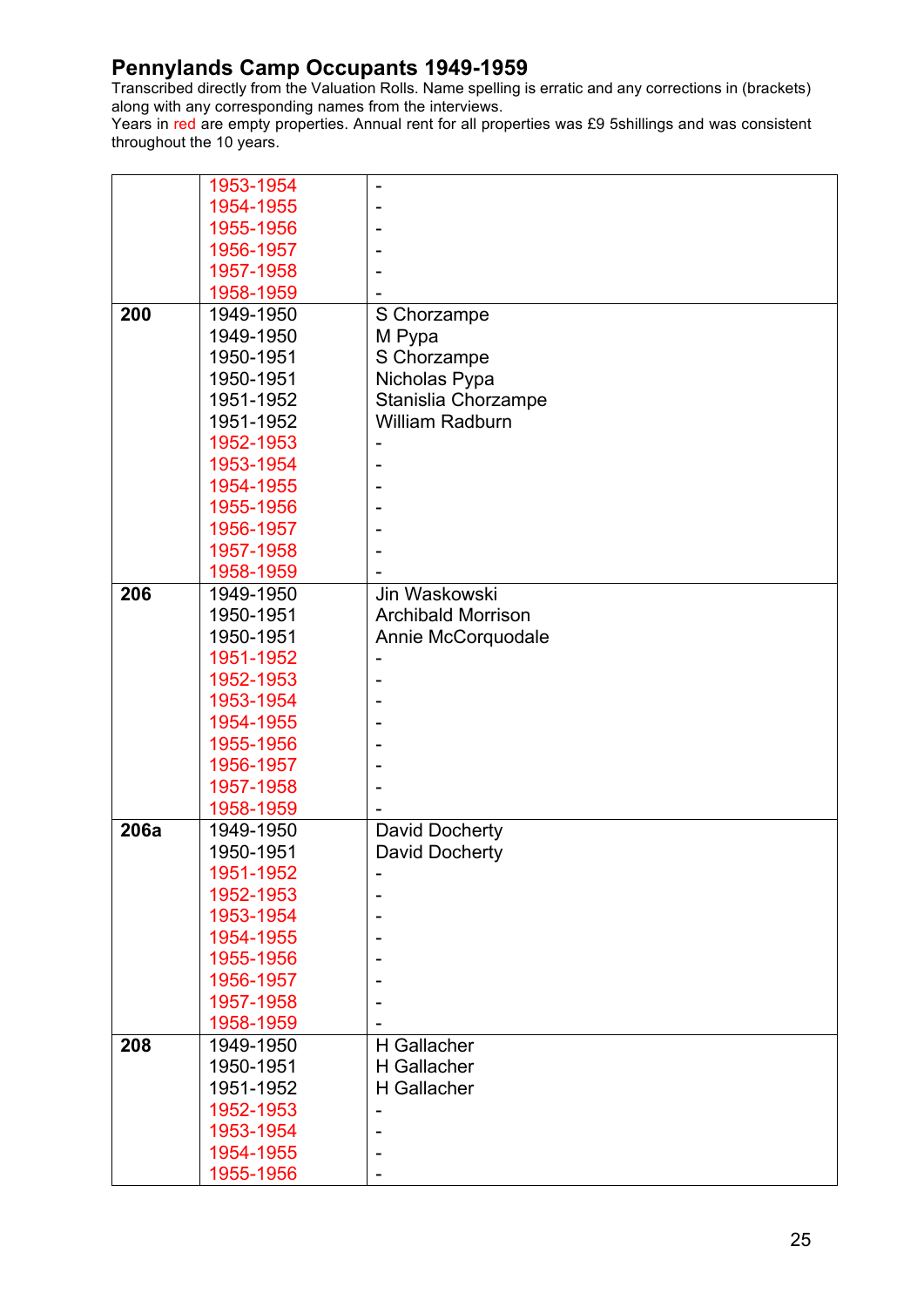## Pennylands Camp Occupants 1949-1959

Transcribed directly from the Valuation Rolls. Name spelling is erratic and any corrections in (brackets) along with any corresponding names from the interviews.
Years in red are empty properties. Annual rent for all properties was £9 5shillings and was consistent throughout the 10 years.

| | | |
|---|---|---|
| | 1953-1954 | - |
| | 1954-1955 | - |
| | 1955-1956 | - |
| | 1956-1957 | - |
| | 1957-1958 | - |
| | 1958-1959 | - |
| **200** | 1949-1950 | S Chorzampe |
| | 1949-1950 | M Pypa |
| | 1950-1951 | S Chorzampe |
| | 1950-1951 | Nicholas Pypa |
| | 1951-1952 | Stanislia Chorzampe |
| | 1951-1952 | William Radburn |
| | 1952-1953 | - |
| | 1953-1954 | - |
| | 1954-1955 | - |
| | 1955-1956 | - |
| | 1956-1957 | - |
| | 1957-1958 | - |
| | 1958-1959 | - |
| **206** | 1949-1950 | Jin Waskowski |
| | 1950-1951 | Archibald Morrison |
| | 1950-1951 | Annie McCorquodale |
| | 1951-1952 | - |
| | 1952-1953 | - |
| | 1953-1954 | - |
| | 1954-1955 | - |
| | 1955-1956 | - |
| | 1956-1957 | - |
| | 1957-1958 | - |
| | 1958-1959 | - |
| **206a** | 1949-1950 | David Docherty |
| | 1950-1951 | David Docherty |
| | 1951-1952 | - |
| | 1952-1953 | - |
| | 1953-1954 | - |
| | 1954-1955 | - |
| | 1955-1956 | - |
| | 1956-1957 | - |
| | 1957-1958 | - |
| | 1958-1959 | - |
| **208** | 1949-1950 | H Gallacher |
| | 1950-1951 | H Gallacher |
| | 1951-1952 | H Gallacher |
| | 1952-1953 | - |
| | 1953-1954 | - |
| | 1954-1955 | - |
| | 1955-1956 | - |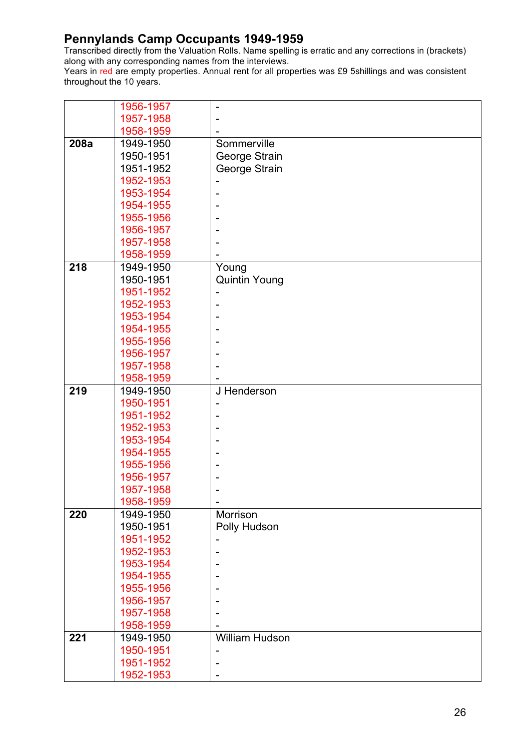## Pennylands Camp Occupants 1949-1959

Transcribed directly from the Valuation Rolls. Name spelling is erratic and any corrections in (brackets) along with any corresponding names from the interviews.
Years in red are empty properties. Annual rent for all properties was £9 5shillings and was consistent throughout the 10 years.

| | | |
|---|---|---|
| | 1956-1957 | - |
| | 1957-1958 | - |
| | 1958-1959 | - |
| **208a** | 1949-1950 | Sommerville |
| | 1950-1951 | George Strain |
| | 1951-1952 | George Strain |
| | 1952-1953 | - |
| | 1953-1954 | - |
| | 1954-1955 | - |
| | 1955-1956 | - |
| | 1956-1957 | - |
| | 1957-1958 | - |
| | 1958-1959 | - |
| **218** | 1949-1950 | Young |
| | 1950-1951 | Quintin Young |
| | 1951-1952 | - |
| | 1952-1953 | - |
| | 1953-1954 | - |
| | 1954-1955 | - |
| | 1955-1956 | - |
| | 1956-1957 | - |
| | 1957-1958 | - |
| | 1958-1959 | - |
| **219** | 1949-1950 | J Henderson |
| | 1950-1951 | - |
| | 1951-1952 | - |
| | 1952-1953 | - |
| | 1953-1954 | - |
| | 1954-1955 | - |
| | 1955-1956 | - |
| | 1956-1957 | - |
| | 1957-1958 | - |
| | 1958-1959 | - |
| **220** | 1949-1950 | Morrison |
| | 1950-1951 | Polly Hudson |
| | 1951-1952 | - |
| | 1952-1953 | - |
| | 1953-1954 | - |
| | 1954-1955 | - |
| | 1955-1956 | - |
| | 1956-1957 | - |
| | 1957-1958 | - |
| | 1958-1959 | - |
| **221** | 1949-1950 | William Hudson |
| | 1950-1951 | - |
| | 1951-1952 | - |
| | 1952-1953 | - |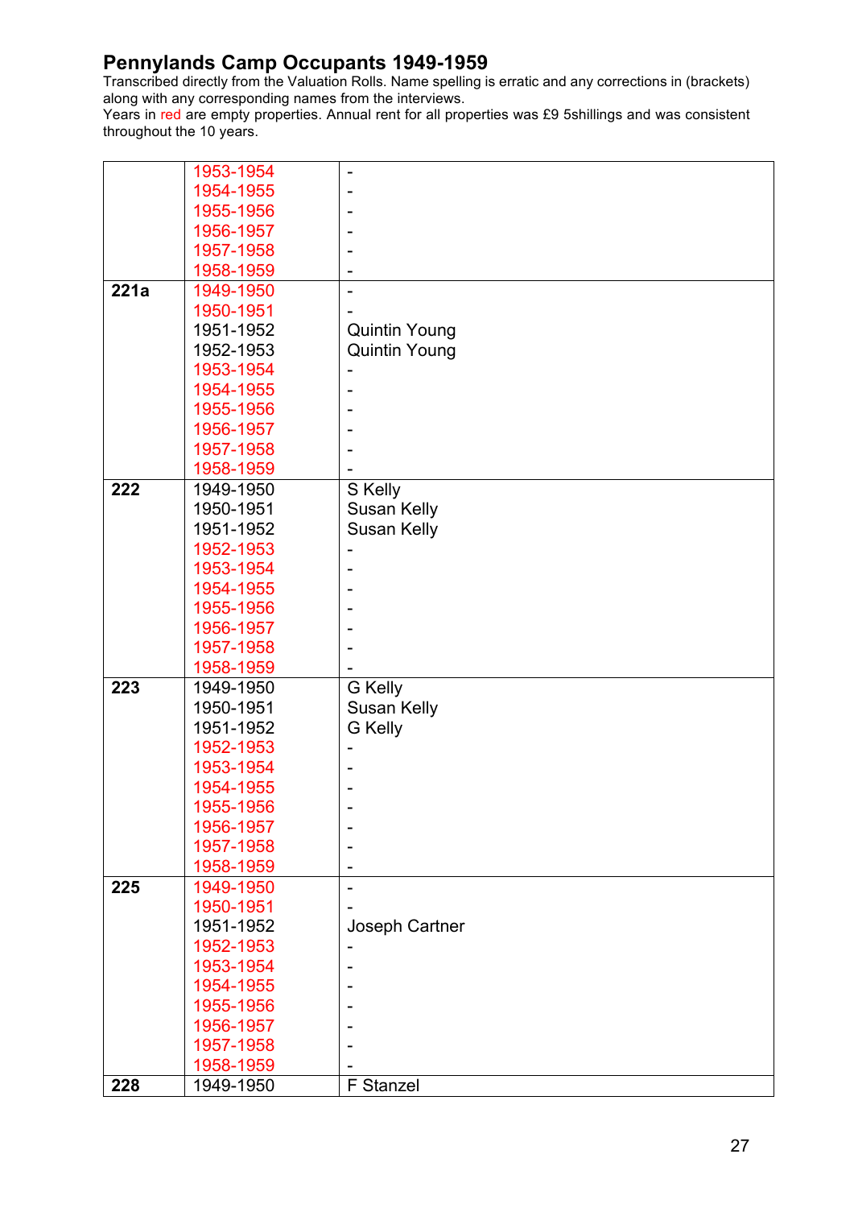## Pennylands Camp Occupants 1949-1959

Transcribed directly from the Valuation Rolls. Name spelling is erratic and any corrections in (brackets) along with any corresponding names from the interviews.
Years in red are empty properties. Annual rent for all properties was £9 5shillings and was consistent throughout the 10 years.

| | | |
|---|---|---|
| | 1953-1954 | - |
| | 1954-1955 | - |
| | 1955-1956 | - |
| | 1956-1957 | - |
| | 1957-1958 | - |
| | 1958-1959 | - |
| **221a** | 1949-1950 | - |
| | 1950-1951 | - |
| | 1951-1952 | Quintin Young |
| | 1952-1953 | Quintin Young |
| | 1953-1954 | - |
| | 1954-1955 | - |
| | 1955-1956 | - |
| | 1956-1957 | - |
| | 1957-1958 | - |
| | 1958-1959 | - |
| **222** | 1949-1950 | S Kelly |
| | 1950-1951 | Susan Kelly |
| | 1951-1952 | Susan Kelly |
| | 1952-1953 | - |
| | 1953-1954 | - |
| | 1954-1955 | - |
| | 1955-1956 | - |
| | 1956-1957 | - |
| | 1957-1958 | - |
| | 1958-1959 | - |
| **223** | 1949-1950 | G Kelly |
| | 1950-1951 | Susan Kelly |
| | 1951-1952 | G Kelly |
| | 1952-1953 | - |
| | 1953-1954 | - |
| | 1954-1955 | - |
| | 1955-1956 | - |
| | 1956-1957 | - |
| | 1957-1958 | - |
| | 1958-1959 | - |
| **225** | 1949-1950 | - |
| | 1950-1951 | - |
| | 1951-1952 | Joseph Cartner |
| | 1952-1953 | - |
| | 1953-1954 | - |
| | 1954-1955 | - |
| | 1955-1956 | - |
| | 1956-1957 | - |
| | 1957-1958 | - |
| | 1958-1959 | - |
| **228** | 1949-1950 | F Stanzel |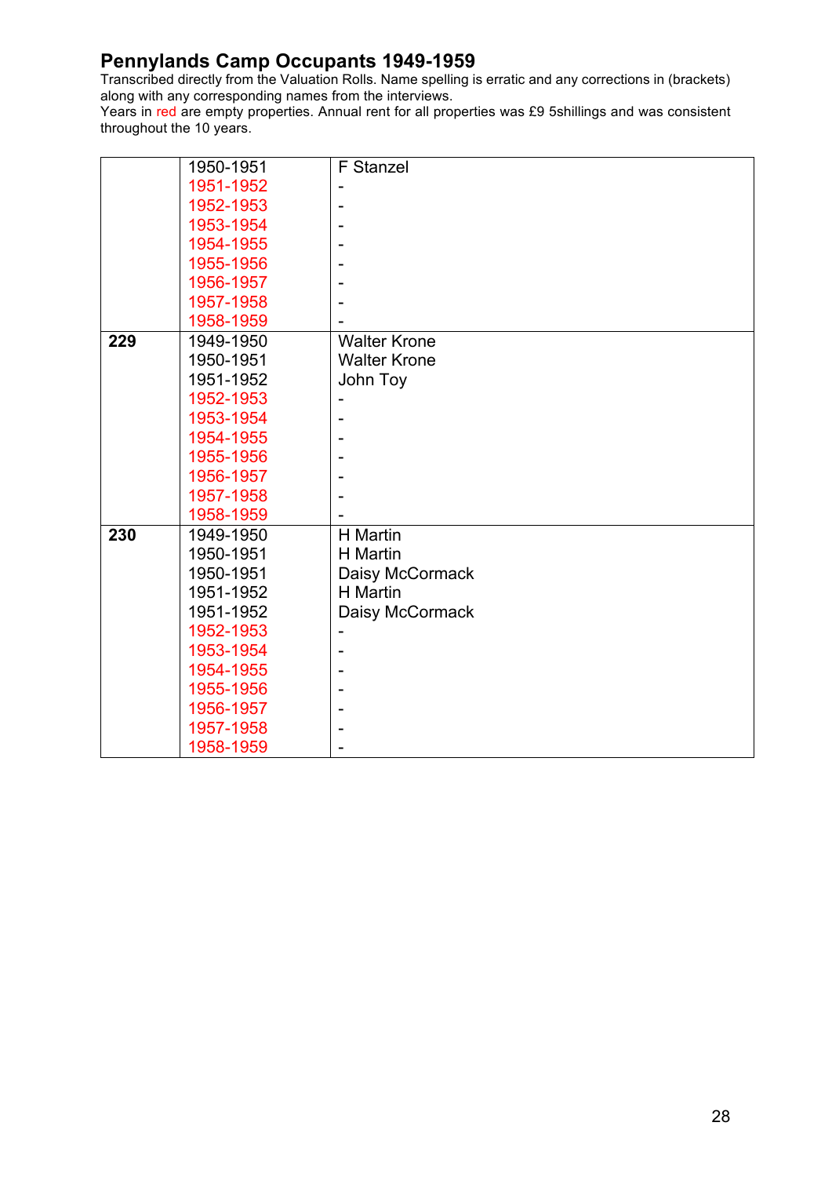## Pennylands Camp Occupants 1949-1959

Transcribed directly from the Valuation Rolls. Name spelling is erratic and any corrections in (brackets) along with any corresponding names from the interviews.

Years in red are empty properties. Annual rent for all properties was £9 5shillings and was consistent throughout the 10 years.

| | | |
|---|---|---|
| | 1950-1951 | F Stanzel |
| | 1951-1952 | - |
| | 1952-1953 | - |
| | 1953-1954 | - |
| | 1954-1955 | - |
| | 1955-1956 | - |
| | 1956-1957 | - |
| | 1957-1958 | - |
| | 1958-1959 | - |
| **229** | 1949-1950 | Walter Krone |
| | 1950-1951 | Walter Krone |
| | 1951-1952 | John Toy |
| | 1952-1953 | - |
| | 1953-1954 | - |
| | 1954-1955 | - |
| | 1955-1956 | - |
| | 1956-1957 | - |
| | 1957-1958 | - |
| | 1958-1959 | - |
| **230** | 1949-1950 | H Martin |
| | 1950-1951 | H Martin |
| | 1950-1951 | Daisy McCormack |
| | 1951-1952 | H Martin |
| | 1951-1952 | Daisy McCormack |
| | 1952-1953 | - |
| | 1953-1954 | - |
| | 1954-1955 | - |
| | 1955-1956 | - |
| | 1956-1957 | - |
| | 1957-1958 | - |
| | 1958-1959 | - |